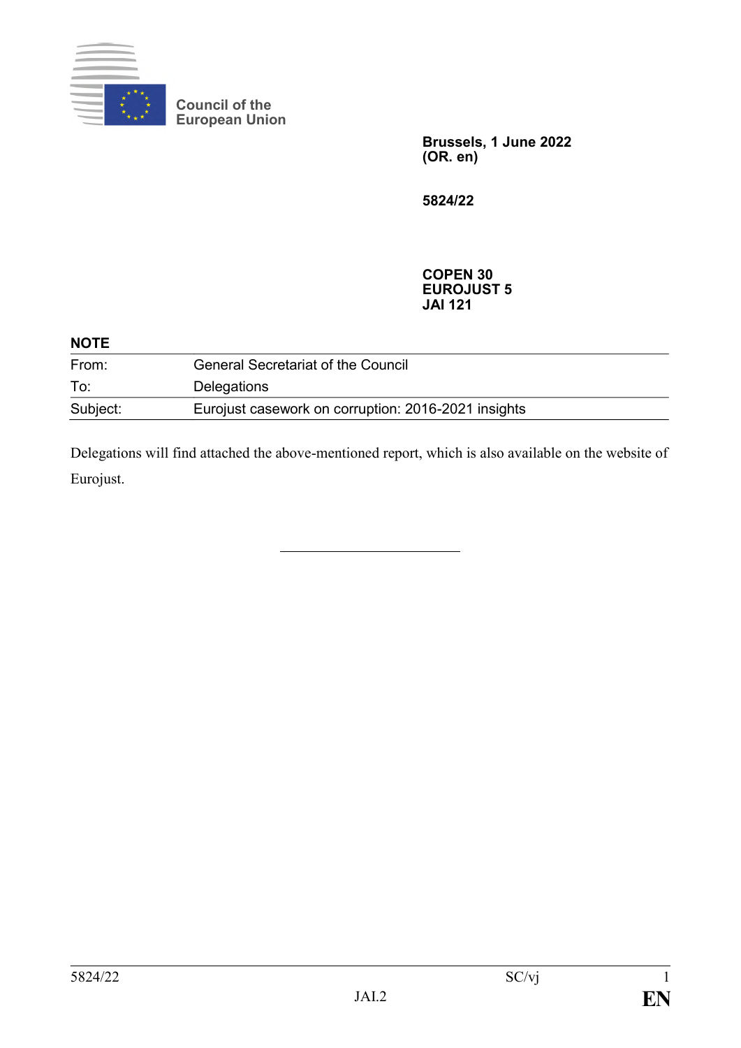Council of the European Union

**Brussels, 1 June 2022**
**(OR. en)**

**5824/22**

**COPEN 30**
**EUROJUST 5**
**JAI 121**

**NOTE**

| | |
|---|---|
| From: | General Secretariat of the Council |
| To: | Delegations |
| Subject: | Eurojust casework on corruption: 2016-2021 insights |

Delegations will find attached the above-mentioned report, which is also available on the website of Eurojust.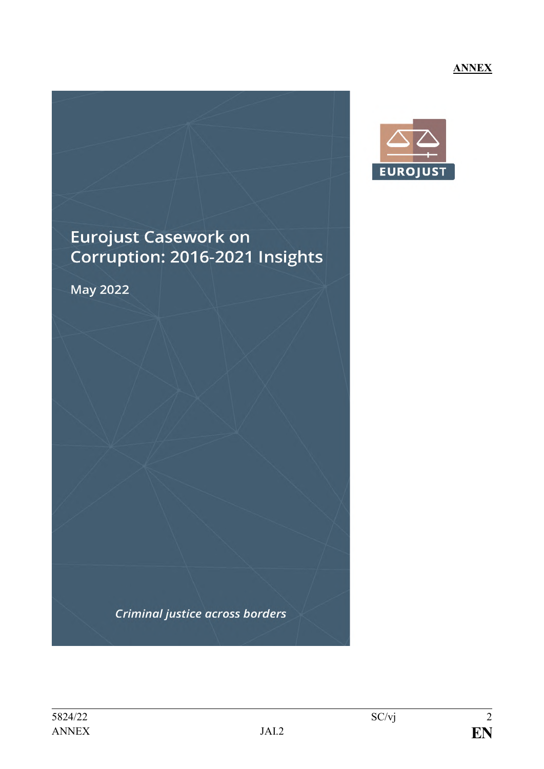**ANNEX**

EUROJUST

# Eurojust Casework on Corruption: 2016-2021 Insights

May 2022

*Criminal justice across borders*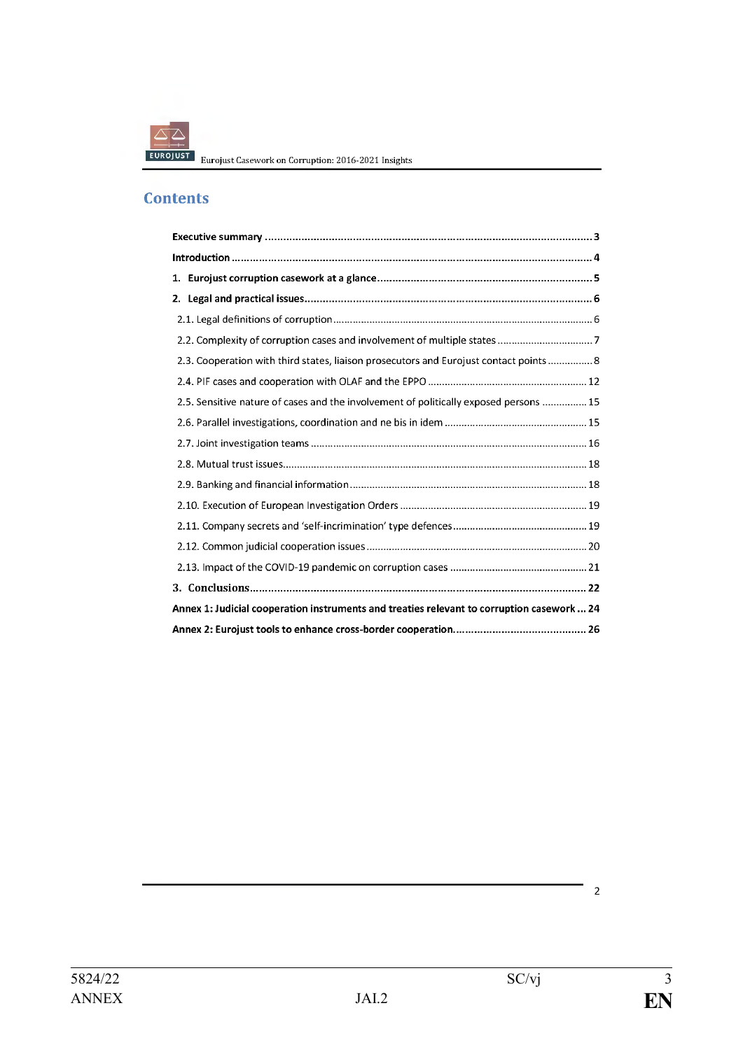## Contents

| | |
|---|---|
| **Executive summary** | **3** |
| **Introduction** | **4** |
| **1. Eurojust corruption casework at a glance** | **5** |
| **2. Legal and practical issues** | **6** |
| 2.1. Legal definitions of corruption | 6 |
| 2.2. Complexity of corruption cases and involvement of multiple states | 7 |
| 2.3. Cooperation with third states, liaison prosecutors and Eurojust contact points | 8 |
| 2.4. PIF cases and cooperation with OLAF and the EPPO | 12 |
| 2.5. Sensitive nature of cases and the involvement of politically exposed persons | 15 |
| 2.6. Parallel investigations, coordination and ne bis in idem | 15 |
| 2.7. Joint investigation teams | 16 |
| 2.8. Mutual trust issues | 18 |
| 2.9. Banking and financial information | 18 |
| 2.10. Execution of European Investigation Orders | 19 |
| 2.11. Company secrets and 'self-incrimination' type defences | 19 |
| 2.12. Common judicial cooperation issues | 20 |
| 2.13. Impact of the COVID-19 pandemic on corruption cases | 21 |
| **3. Conclusions** | **22** |
| **Annex 1: Judicial cooperation instruments and treaties relevant to corruption casework** | **24** |
| **Annex 2: Eurojust tools to enhance cross-border cooperation** | **26** |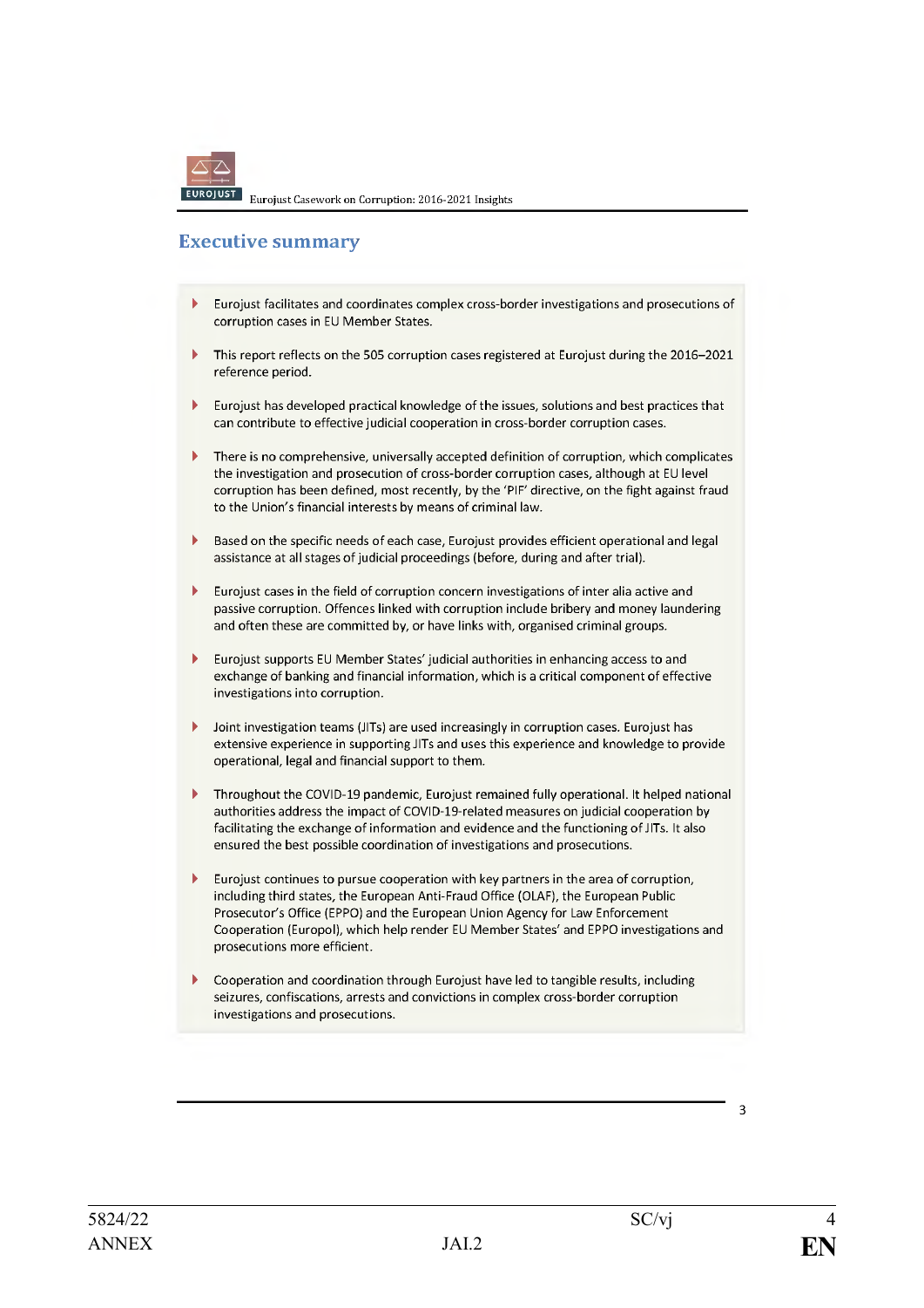## Executive summary

- Eurojust facilitates and coordinates complex cross-border investigations and prosecutions of corruption cases in EU Member States.
- This report reflects on the 505 corruption cases registered at Eurojust during the 2016–2021 reference period.
- Eurojust has developed practical knowledge of the issues, solutions and best practices that can contribute to effective judicial cooperation in cross-border corruption cases.
- There is no comprehensive, universally accepted definition of corruption, which complicates the investigation and prosecution of cross-border corruption cases, although at EU level corruption has been defined, most recently, by the 'PIF' directive, on the fight against fraud to the Union's financial interests by means of criminal law.
- Based on the specific needs of each case, Eurojust provides efficient operational and legal assistance at all stages of judicial proceedings (before, during and after trial).
- Eurojust cases in the field of corruption concern investigations of inter alia active and passive corruption. Offences linked with corruption include bribery and money laundering and often these are committed by, or have links with, organised criminal groups.
- Eurojust supports EU Member States' judicial authorities in enhancing access to and exchange of banking and financial information, which is a critical component of effective investigations into corruption.
- Joint investigation teams (JITs) are used increasingly in corruption cases. Eurojust has extensive experience in supporting JITs and uses this experience and knowledge to provide operational, legal and financial support to them.
- Throughout the COVID-19 pandemic, Eurojust remained fully operational. It helped national authorities address the impact of COVID-19-related measures on judicial cooperation by facilitating the exchange of information and evidence and the functioning of JITs. It also ensured the best possible coordination of investigations and prosecutions.
- Eurojust continues to pursue cooperation with key partners in the area of corruption, including third states, the European Anti-Fraud Office (OLAF), the European Public Prosecutor's Office (EPPO) and the European Union Agency for Law Enforcement Cooperation (Europol), which help render EU Member States' and EPPO investigations and prosecutions more efficient.
- Cooperation and coordination through Eurojust have led to tangible results, including seizures, confiscations, arrests and convictions in complex cross-border corruption investigations and prosecutions.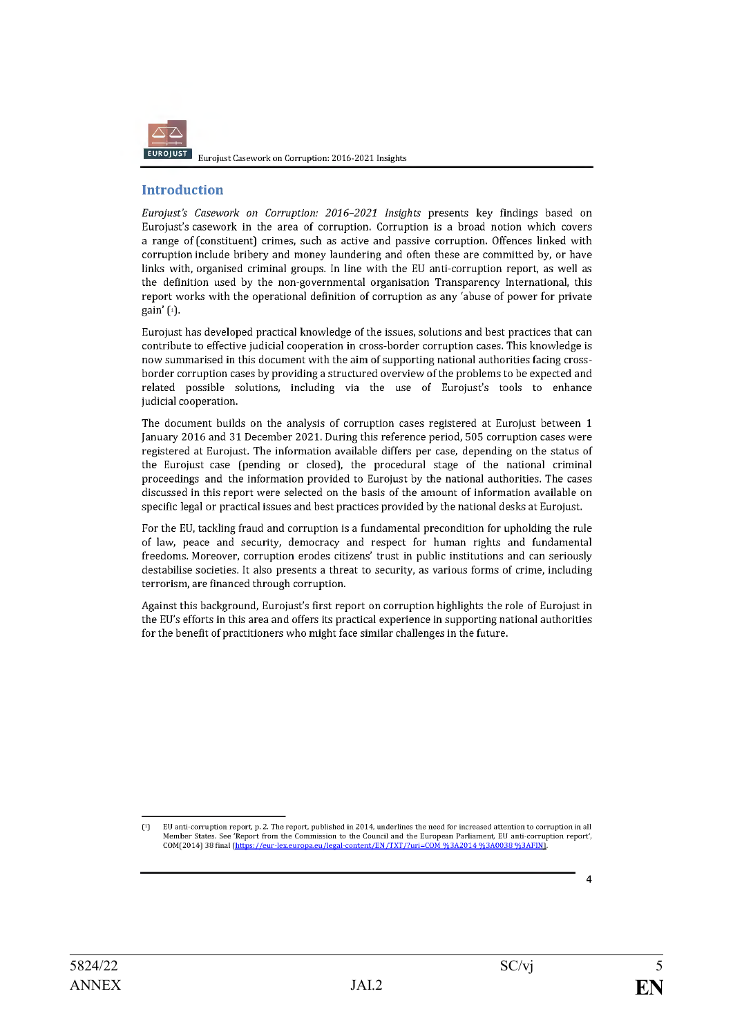## Introduction

*Eurojust's Casework on Corruption: 2016–2021 Insights* presents key findings based on Eurojust's casework in the area of corruption. Corruption is a broad notion which covers a range of (constituent) crimes, such as active and passive corruption. Offences linked with corruption include bribery and money laundering and often these are committed by, or have links with, organised criminal groups. In line with the EU anti-corruption report, as well as the definition used by the non-governmental organisation Transparency International, this report works with the operational definition of corruption as any 'abuse of power for private gain' (1).

Eurojust has developed practical knowledge of the issues, solutions and best practices that can contribute to effective judicial cooperation in cross-border corruption cases. This knowledge is now summarised in this document with the aim of supporting national authorities facing cross-border corruption cases by providing a structured overview of the problems to be expected and related possible solutions, including via the use of Eurojust's tools to enhance judicial cooperation.

The document builds on the analysis of corruption cases registered at Eurojust between 1 January 2016 and 31 December 2021. During this reference period, 505 corruption cases were registered at Eurojust. The information available differs per case, depending on the status of the Eurojust case (pending or closed), the procedural stage of the national criminal proceedings and the information provided to Eurojust by the national authorities. The cases discussed in this report were selected on the basis of the amount of information available on specific legal or practical issues and best practices provided by the national desks at Eurojust.

For the EU, tackling fraud and corruption is a fundamental precondition for upholding the rule of law, peace and security, democracy and respect for human rights and fundamental freedoms. Moreover, corruption erodes citizens' trust in public institutions and can seriously destabilise societies. It also presents a threat to security, as various forms of crime, including terrorism, are financed through corruption.

Against this background, Eurojust's first report on corruption highlights the role of Eurojust in the EU's efforts in this area and offers its practical experience in supporting national authorities for the benefit of practitioners who might face similar challenges in the future.

---

(1) EU anti-corruption report, p. 2. The report, published in 2014, underlines the need for increased attention to corruption in all Member States. See 'Report from the Commission to the Council and the European Parliament, EU anti-corruption report', COM(2014) 38 final [https://eur-lex.europa.eu/legal-content/EN/TXT/?uri=COM %3A2014 %3A0038 %3AFIN].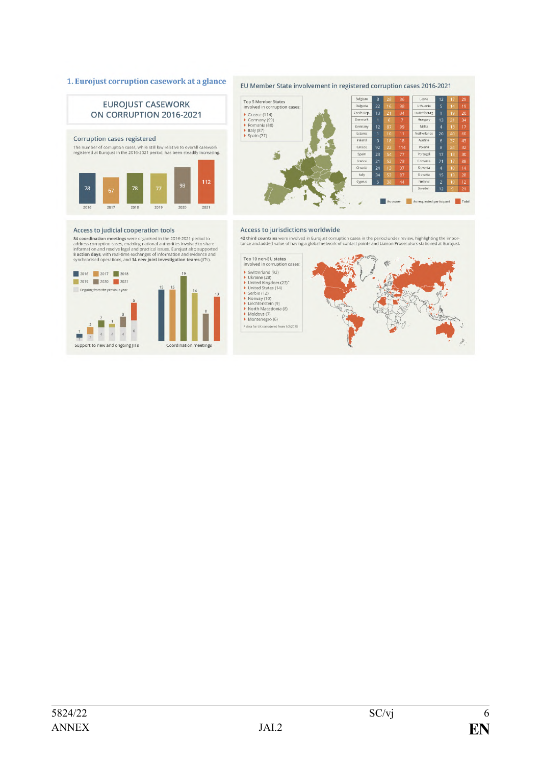## 1. Eurojust corruption casework at a glance

### EUROJUST CASEWORK ON CORRUPTION 2016-2021

#### Corruption cases registered

The number of corruption cases, while still low relative to overall casework registered at Eurojust in the 2016-2021 period, has been steadily increasing.

| 2016 | 2017 | 2018 | 2019 | 2020 | 2021 |
|---|---|---|---|---|---|
| 78 | 67 | 78 | 77 | 93 | 112 |

#### EU Member State involvement in registered corruption cases 2016-2021

Top 5 Member States involved in corruption cases:

- Greece (114)
- Germany (99)
- Romania (88)
- Italy (87)
- Spain (77)

| Member State | As owner | As requested participant | Total |
|---|---|---|---|
| Belgium | 8 | 28 | 36 |
| Bulgaria | 22 | 16 | 38 |
| Czech Rep. | 13 | 21 | 34 |
| Denmark | 1 | 6 | 7 |
| Germany | 12 | 87 | 99 |
| Estonia | 1 | 10 | 11 |
| Ireland | 0 | 18 | 18 |
| Greece | 92 | 22 | 114 |
| Spain | 23 | 54 | 77 |
| France | 21 | 52 | 73 |
| Croatia | 24 | 13 | 37 |
| Italy | 34 | 53 | 87 |
| Cyprus | 6 | 38 | 44 |
| Latvia | 12 | 17 | 29 |
| Lithuania | 5 | 14 | 19 |
| Luxembourg | 1 | 19 | 20 |
| Hungary | 13 | 21 | 34 |
| Malta | 4 | 13 | 17 |
| Netherlands | 20 | 40 | 60 |
| Austria | 6 | 37 | 43 |
| Poland | 8 | 24 | 32 |
| Portugal | 17 | 13 | 30 |
| Romania | 71 | 17 | 88 |
| Slovenia | 4 | 10 | 14 |
| Slovakia | 15 | 13 | 28 |
| Finland | 2 | 10 | 12 |
| Sweden | 12 | 9 | 21 |

#### Access to judicial cooperation tools

**84 coordination meetings** were organised in the 2016-2021 period to address corruption cases, enabling national authorities involved to share information and resolve legal and practical issues. Eurojust also supported **8 action days**, with real-time exchanges of information and evidence and synchronised operations, and **14 new joint investigation teams** (JITs).

Support to new and ongoing JITs:

| | 2016 | 2017 | 2018 | 2019 | 2020 | 2021 |
|---|---|---|---|---|---|---|
| New | 1 | 2 | 2 | 1 | 3 | 5 |
| Ongoing from the previous year | 1 | 2 | 4 | 4 | 4 | 6 |

Coordination meetings:

| 2016 | 2017 | 2018 | 2019 | 2020 | 2021 |
|---|---|---|---|---|---|
| 15 | 15 | 19 | 14 | 8 | 13 |

#### Access to jurisdictions worldwide

**42 third countries** were involved in Eurojust corruption cases in the period under review, highlighting the importance and added value of having a global network of contact points and Liaison Prosecutors stationed at Eurojust.

Top 10 non-EU states involved in corruption cases:

- Switzerland (92)
- Ukraine (28)
- United Kingdom (23)*
- United States (14)
- Serbia (12)
- Norway (10)
- Liechtenstein (9)
- North Macedonia (8)
- Moldova (7)
- Montenegro (6)

\* data for UK considered from 1/2/2020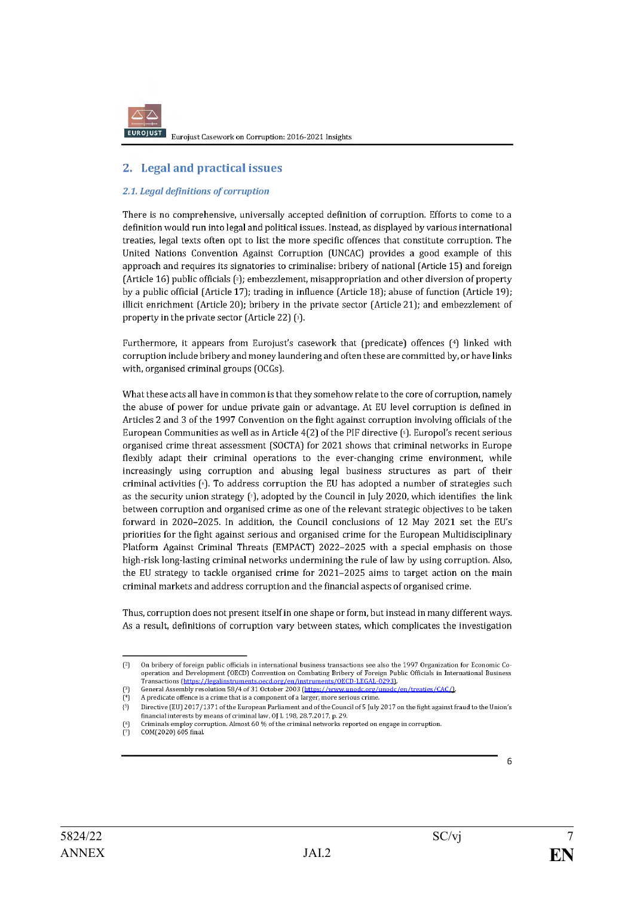## 2. Legal and practical issues

### *2.1. Legal definitions of corruption*

There is no comprehensive, universally accepted definition of corruption. Efforts to come to a definition would run into legal and political issues. Instead, as displayed by various international treaties, legal texts often opt to list the more specific offences that constitute corruption. The United Nations Convention Against Corruption (UNCAC) provides a good example of this approach and requires its signatories to criminalise: bribery of national (Article 15) and foreign (Article 16) public officials [2]; embezzlement, misappropriation and other diversion of property by a public official (Article 17); trading in influence (Article 18); abuse of function (Article 19); illicit enrichment (Article 20); bribery in the private sector (Article 21); and embezzlement of property in the private sector (Article 22) [3].

Furthermore, it appears from Eurojust's casework that (predicate) offences [4] linked with corruption include bribery and money laundering and often these are committed by, or have links with, organised criminal groups (OCGs).

What these acts all have in common is that they somehow relate to the core of corruption, namely the abuse of power for undue private gain or advantage. At EU level corruption is defined in Articles 2 and 3 of the 1997 Convention on the fight against corruption involving officials of the European Communities as well as in Article 4(2) of the PIF directive [5]. Europol's recent serious organised crime threat assessment (SOCTA) for 2021 shows that criminal networks in Europe flexibly adapt their criminal operations to the ever-changing crime environment, while increasingly using corruption and abusing legal business structures as part of their criminal activities [6]. To address corruption the EU has adopted a number of strategies such as the security union strategy [7], adopted by the Council in July 2020, which identifies the link between corruption and organised crime as one of the relevant strategic objectives to be taken forward in 2020–2025. In addition, the Council conclusions of 12 May 2021 set the EU's priorities for the fight against serious and organised crime for the European Multidisciplinary Platform Against Criminal Threats (EMPACT) 2022–2025 with a special emphasis on those high-risk long-lasting criminal networks undermining the rule of law by using corruption. Also, the EU strategy to tackle organised crime for 2021–2025 aims to target action on the main criminal markets and address corruption and the financial aspects of organised crime.

Thus, corruption does not present itself in one shape or form, but instead in many different ways. As a result, definitions of corruption vary between states, which complicates the investigation

---

[2] On bribery of foreign public officials in international business transactions see also the 1997 Organization for Economic Co-operation and Development (OECD) Convention on Combating Bribery of Foreign Public Officials in International Business Transactions (https://legalinstruments.oecd.org/en/instruments/OECD-LEGAL-0293).

[3] General Assembly resolution 58/4 of 31 October 2003 (https://www.unodc.org/unodc/en/treaties/CAC/).

[4] A predicate offence is a crime that is a component of a larger, more serious crime.

[5] Directive (EU) 2017/1371 of the European Parliament and of the Council of 5 July 2017 on the fight against fraud to the Union's financial interests by means of criminal law, OJ L 198, 28.7.2017, p. 29.

[6] Criminals employ corruption. Almost 60 % of the criminal networks reported on engage in corruption.

[7] COM(2020) 605 final.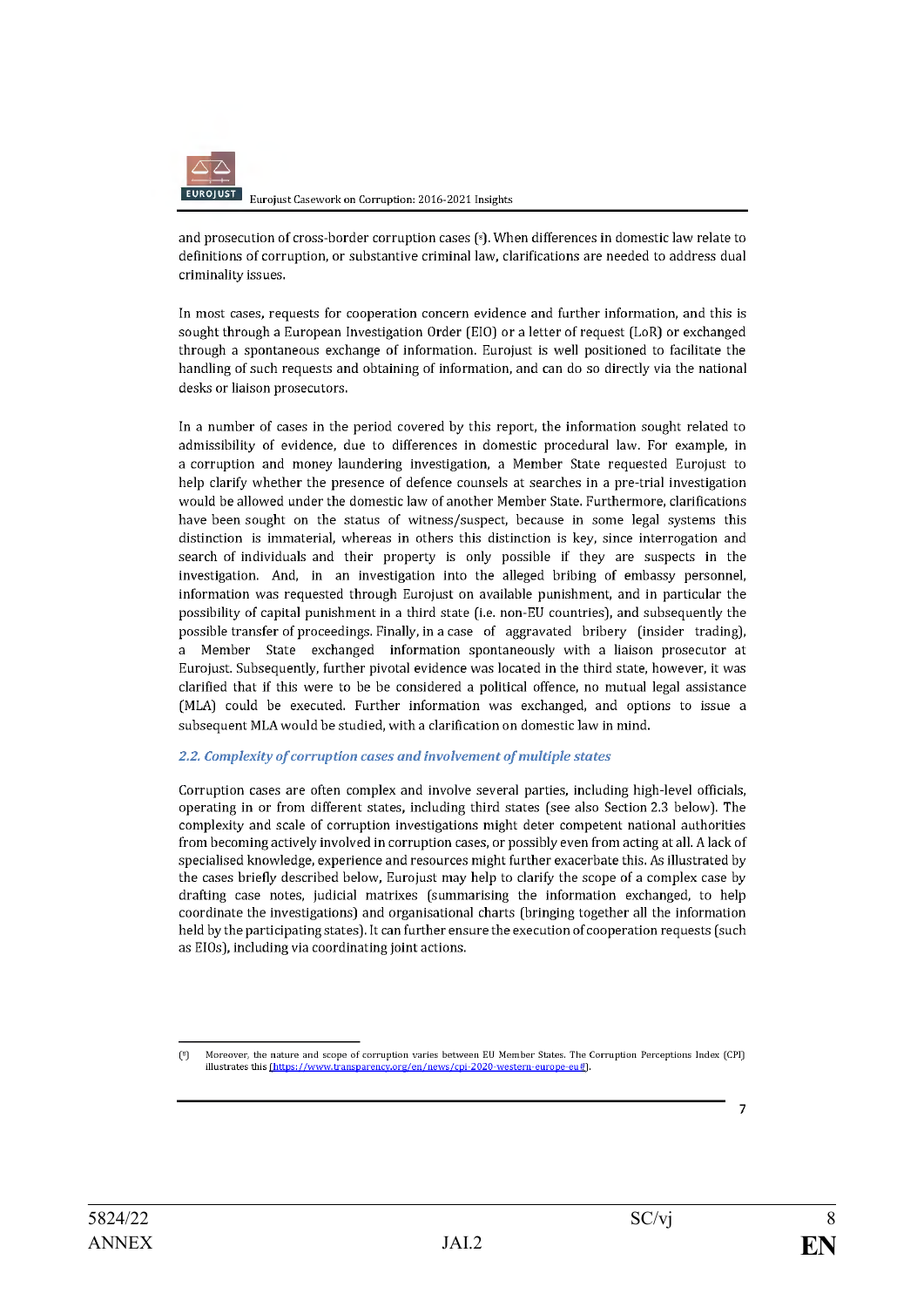and prosecution of cross-border corruption cases ([8]). When differences in domestic law relate to definitions of corruption, or substantive criminal law, clarifications are needed to address dual criminality issues.

In most cases, requests for cooperation concern evidence and further information, and this is sought through a European Investigation Order (EIO) or a letter of request (LoR) or exchanged through a spontaneous exchange of information. Eurojust is well positioned to facilitate the handling of such requests and obtaining of information, and can do so directly via the national desks or liaison prosecutors.

In a number of cases in the period covered by this report, the information sought related to admissibility of evidence, due to differences in domestic procedural law. For example, in a corruption and money laundering investigation, a Member State requested Eurojust to help clarify whether the presence of defence counsels at searches in a pre-trial investigation would be allowed under the domestic law of another Member State. Furthermore, clarifications have been sought on the status of witness/suspect, because in some legal systems this distinction is immaterial, whereas in others this distinction is key, since interrogation and search of individuals and their property is only possible if they are suspects in the investigation. And, in an investigation into the alleged bribing of embassy personnel, information was requested through Eurojust on available punishment, and in particular the possibility of capital punishment in a third state (i.e. non-EU countries), and subsequently the possible transfer of proceedings. Finally, in a case of aggravated bribery (insider trading), a Member State exchanged information spontaneously with a liaison prosecutor at Eurojust. Subsequently, further pivotal evidence was located in the third state, however, it was clarified that if this were to be be considered a political offence, no mutual legal assistance (MLA) could be executed. Further information was exchanged, and options to issue a subsequent MLA would be studied, with a clarification on domestic law in mind.

### *2.2. Complexity of corruption cases and involvement of multiple states*

Corruption cases are often complex and involve several parties, including high-level officials, operating in or from different states, including third states (see also Section 2.3 below). The complexity and scale of corruption investigations might deter competent national authorities from becoming actively involved in corruption cases, or possibly even from acting at all. A lack of specialised knowledge, experience and resources might further exacerbate this. As illustrated by the cases briefly described below, Eurojust may help to clarify the scope of a complex case by drafting case notes, judicial matrixes (summarising the information exchanged, to help coordinate the investigations) and organisational charts (bringing together all the information held by the participating states). It can further ensure the execution of cooperation requests (such as EIOs), including via coordinating joint actions.

---

([8]) Moreover, the nature and scope of corruption varies between EU Member States. The Corruption Perceptions Index (CPI) illustrates this [https://www.transparency.org/en/news/cpi-2020-western-europe-eu#].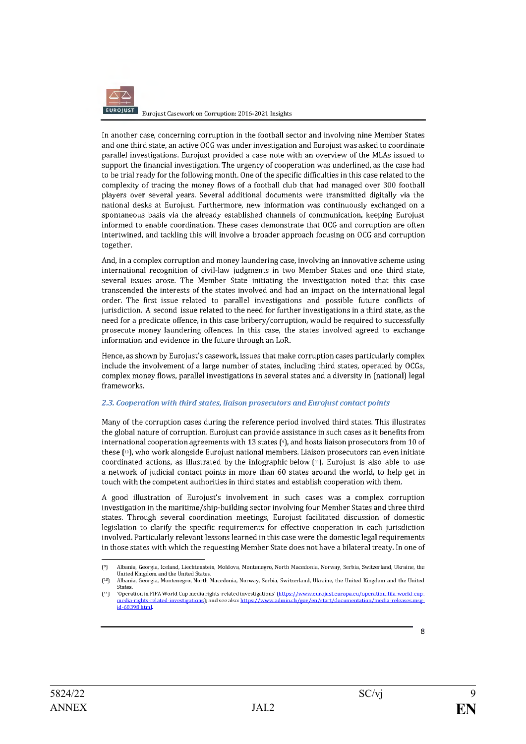In another case, concerning corruption in the football sector and involving nine Member States and one third state, an active OCG was under investigation and Eurojust was asked to coordinate parallel investigations. Eurojust provided a case note with an overview of the MLAs issued to support the financial investigation. The urgency of cooperation was underlined, as the case had to be trial ready for the following month. One of the specific difficulties in this case related to the complexity of tracing the money flows of a football club that had managed over 300 football players over several years. Several additional documents were transmitted digitally via the national desks at Eurojust. Furthermore, new information was continuously exchanged on a spontaneous basis via the already established channels of communication, keeping Eurojust informed to enable coordination. These cases demonstrate that OCG and corruption are often intertwined, and tackling this will involve a broader approach focusing on OCG and corruption together.

And, in a complex corruption and money laundering case, involving an innovative scheme using international recognition of civil-law judgments in two Member States and one third state, several issues arose. The Member State initiating the investigation noted that this case transcended the interests of the states involved and had an impact on the international legal order. The first issue related to parallel investigations and possible future conflicts of jurisdiction. A second issue related to the need for further investigations in a third state, as the need for a predicate offence, in this case bribery/corruption, would be required to successfully prosecute money laundering offences. In this case, the states involved agreed to exchange information and evidence in the future through an LoR.

Hence, as shown by Eurojust's casework, issues that make corruption cases particularly complex include the involvement of a large number of states, including third states, operated by OCGs, complex money flows, parallel investigations in several states and a diversity in (national) legal frameworks.

### 2.3. Cooperation with third states, liaison prosecutors and Eurojust contact points

Many of the corruption cases during the reference period involved third states. This illustrates the global nature of corruption. Eurojust can provide assistance in such cases as it benefits from international cooperation agreements with 13 states [9], and hosts liaison prosecutors from 10 of these [10], who work alongside Eurojust national members. Liaison prosecutors can even initiate coordinated actions, as illustrated by the infographic below [11]. Eurojust is also able to use a network of judicial contact points in more than 60 states around the world, to help get in touch with the competent authorities in third states and establish cooperation with them.

A good illustration of Eurojust's involvement in such cases was a complex corruption investigation in the maritime/ship-building sector involving four Member States and three third states. Through several coordination meetings, Eurojust facilitated discussion of domestic legislation to clarify the specific requirements for effective cooperation in each jurisdiction involved. Particularly relevant lessons learned in this case were the domestic legal requirements in those states with which the requesting Member State does not have a bilateral treaty. In one of

---

[9] Albania, Georgia, Iceland, Liechtenstein, Moldova, Montenegro, North Macedonia, Norway, Serbia, Switzerland, Ukraine, the United Kingdom and the United States.

[10] Albania, Georgia, Montenegro, North Macedonia, Norway, Serbia, Switzerland, Ukraine, the United Kingdom and the United States.

[11] 'Operation in FIFA World Cup media rights-related investigations' (https://www.eurojust.europa.eu/operation-fifa-world-cup-media-rights-related-investigations); and see also: https://www.admin.ch/gov/en/start/documentation/media-releases.msg-id-68398.html.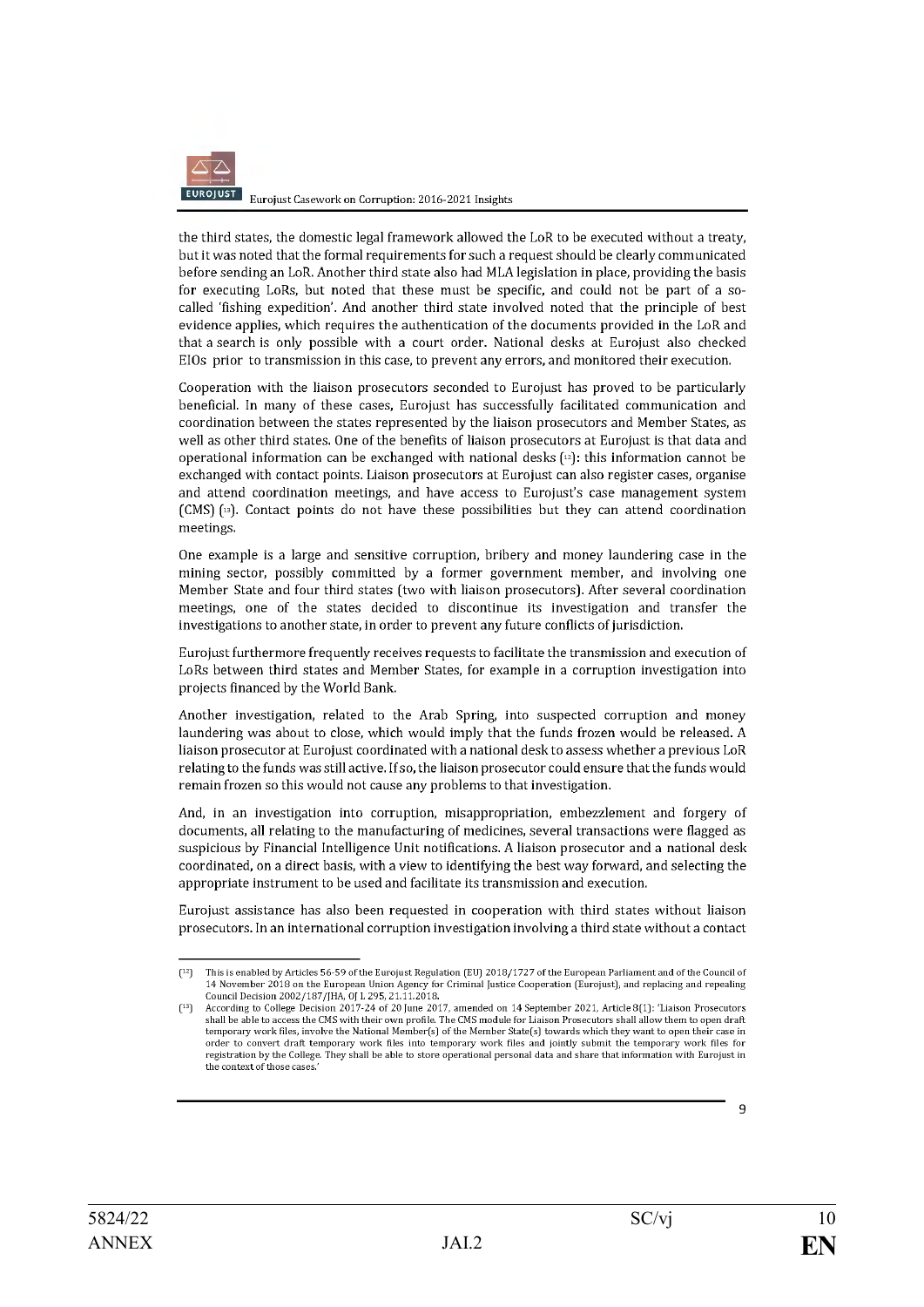the third states, the domestic legal framework allowed the LoR to be executed without a treaty, but it was noted that the formal requirements for such a request should be clearly communicated before sending an LoR. Another third state also had MLA legislation in place, providing the basis for executing LoRs, but noted that these must be specific, and could not be part of a so-called 'fishing expedition'. And another third state involved noted that the principle of best evidence applies, which requires the authentication of the documents provided in the LoR and that a search is only possible with a court order. National desks at Eurojust also checked EIOs prior to transmission in this case, to prevent any errors, and monitored their execution.

Cooperation with the liaison prosecutors seconded to Eurojust has proved to be particularly beneficial. In many of these cases, Eurojust has successfully facilitated communication and coordination between the states represented by the liaison prosecutors and Member States, as well as other third states. One of the benefits of liaison prosecutors at Eurojust is that data and operational information can be exchanged with national desks [12]: this information cannot be exchanged with contact points. Liaison prosecutors at Eurojust can also register cases, organise and attend coordination meetings, and have access to Eurojust's case management system (CMS) [13]. Contact points do not have these possibilities but they can attend coordination meetings.

One example is a large and sensitive corruption, bribery and money laundering case in the mining sector, possibly committed by a former government member, and involving one Member State and four third states (two with liaison prosecutors). After several coordination meetings, one of the states decided to discontinue its investigation and transfer the investigations to another state, in order to prevent any future conflicts of jurisdiction.

Eurojust furthermore frequently receives requests to facilitate the transmission and execution of LoRs between third states and Member States, for example in a corruption investigation into projects financed by the World Bank.

Another investigation, related to the Arab Spring, into suspected corruption and money laundering was about to close, which would imply that the funds frozen would be released. A liaison prosecutor at Eurojust coordinated with a national desk to assess whether a previous LoR relating to the funds was still active. If so, the liaison prosecutor could ensure that the funds would remain frozen so this would not cause any problems to that investigation.

And, in an investigation into corruption, misappropriation, embezzlement and forgery of documents, all relating to the manufacturing of medicines, several transactions were flagged as suspicious by Financial Intelligence Unit notifications. A liaison prosecutor and a national desk coordinated, on a direct basis, with a view to identifying the best way forward, and selecting the appropriate instrument to be used and facilitate its transmission and execution.

Eurojust assistance has also been requested in cooperation with third states without liaison prosecutors. In an international corruption investigation involving a third state without a contact

---

[12] This is enabled by Articles 56-59 of the Eurojust Regulation (EU) 2018/1727 of the European Parliament and of the Council of 14 November 2018 on the European Union Agency for Criminal Justice Cooperation (Eurojust), and replacing and repealing Council Decision 2002/187/JHA, OJ L 295, 21.11.2018.

[13] According to College Decision 2017-24 of 20 June 2017, amended on 14 September 2021, Article 8(1): 'Liaison Prosecutors shall be able to access the CMS with their own profile. The CMS module for Liaison Prosecutors shall allow them to open draft temporary work files, involve the National Member(s) of the Member State(s) towards which they want to open their case in order to convert draft temporary work files into temporary work files and jointly submit the temporary work files for registration by the College. They shall be able to store operational personal data and share that information with Eurojust in the context of those cases.'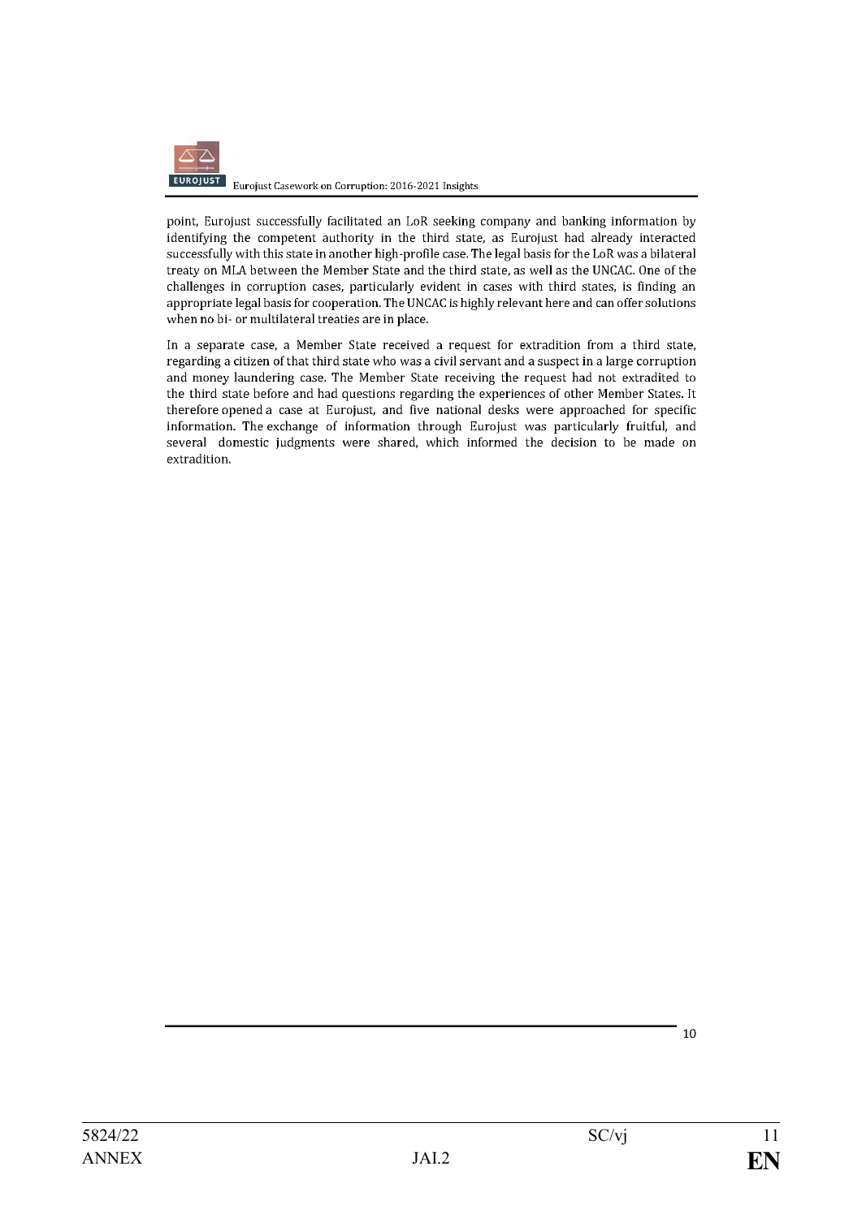point, Eurojust successfully facilitated an LoR seeking company and banking information by identifying the competent authority in the third state, as Eurojust had already interacted successfully with this state in another high-profile case. The legal basis for the LoR was a bilateral treaty on MLA between the Member State and the third state, as well as the UNCAC. One of the challenges in corruption cases, particularly evident in cases with third states, is finding an appropriate legal basis for cooperation. The UNCAC is highly relevant here and can offer solutions when no bi- or multilateral treaties are in place.

In a separate case, a Member State received a request for extradition from a third state, regarding a citizen of that third state who was a civil servant and a suspect in a large corruption and money laundering case. The Member State receiving the request had not extradited to the third state before and had questions regarding the experiences of other Member States. It therefore opened a case at Eurojust, and five national desks were approached for specific information. The exchange of information through Eurojust was particularly fruitful, and several domestic judgments were shared, which informed the decision to be made on extradition.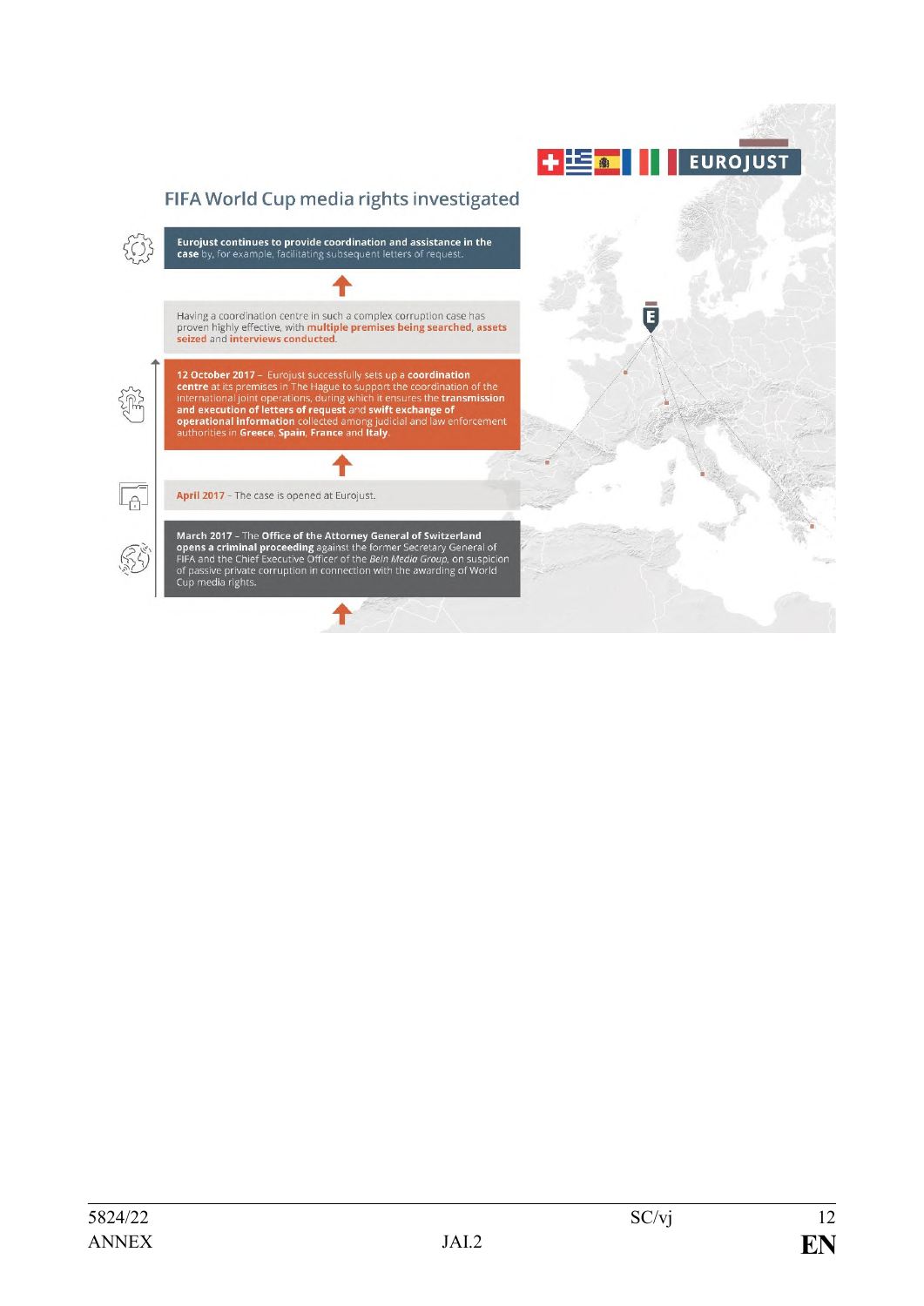EUROJUST

## FIFA World Cup media rights investigated

**Eurojust continues to provide coordination and assistance in the case** by, for example, facilitating subsequent letters of request.

Having a coordination centre in such a complex corruption case has proven highly effective, with **multiple premises being searched**, **assets seized** and **interviews conducted**.

**12 October 2017** – Eurojust successfully sets up a **coordination centre** at its premises in The Hague to support the coordination of the international joint operations, during which it ensures the **transmission and execution of letters of request** and **swift exchange of operational information** collected among judicial and law enforcement authorities in **Greece**, **Spain**, **France** and **Italy**.

**April 2017** – The case is opened at Eurojust.

**March 2017** – The **Office of the Attorney General of Switzerland opens a criminal proceeding** against the former Secretary General of FIFA and the Chief Executive Officer of the *BeIn Media Group*, on suspicion of passive private corruption in connection with the awarding of World Cup media rights.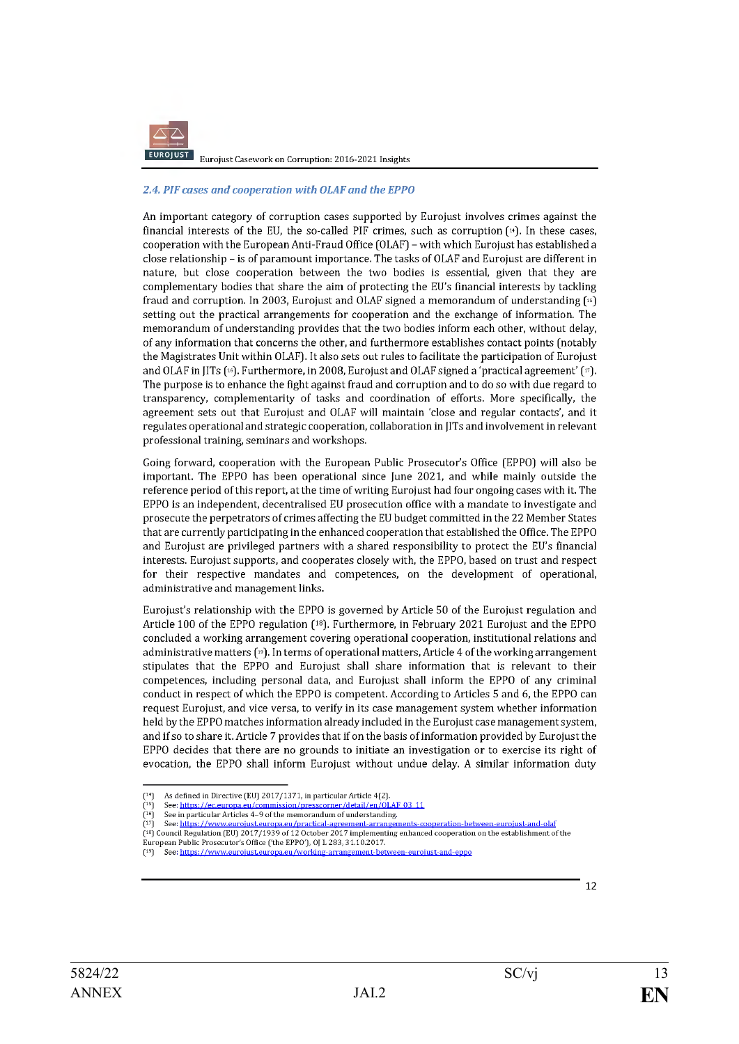### *2.4. PIF cases and cooperation with OLAF and the EPPO*

An important category of corruption cases supported by Eurojust involves crimes against the financial interests of the EU, the so-called PIF crimes, such as corruption [14]. In these cases, cooperation with the European Anti-Fraud Office (OLAF) – with which Eurojust has established a close relationship – is of paramount importance. The tasks of OLAF and Eurojust are different in nature, but close cooperation between the two bodies is essential, given that they are complementary bodies that share the aim of protecting the EU's financial interests by tackling fraud and corruption. In 2003, Eurojust and OLAF signed a memorandum of understanding [15] setting out the practical arrangements for cooperation and the exchange of information. The memorandum of understanding provides that the two bodies inform each other, without delay, of any information that concerns the other, and furthermore establishes contact points (notably the Magistrates Unit within OLAF). It also sets out rules to facilitate the participation of Eurojust and OLAF in JITs [16]. Furthermore, in 2008, Eurojust and OLAF signed a 'practical agreement' [17]. The purpose is to enhance the fight against fraud and corruption and to do so with due regard to transparency, complementarity of tasks and coordination of efforts. More specifically, the agreement sets out that Eurojust and OLAF will maintain 'close and regular contacts', and it regulates operational and strategic cooperation, collaboration in JITs and involvement in relevant professional training, seminars and workshops.

Going forward, cooperation with the European Public Prosecutor's Office (EPPO) will also be important. The EPPO has been operational since June 2021, and while mainly outside the reference period of this report, at the time of writing Eurojust had four ongoing cases with it. The EPPO is an independent, decentralised EU prosecution office with a mandate to investigate and prosecute the perpetrators of crimes affecting the EU budget committed in the 22 Member States that are currently participating in the enhanced cooperation that established the Office. The EPPO and Eurojust are privileged partners with a shared responsibility to protect the EU's financial interests. Eurojust supports, and cooperates closely with, the EPPO, based on trust and respect for their respective mandates and competences, on the development of operational, administrative and management links.

Eurojust's relationship with the EPPO is governed by Article 50 of the Eurojust regulation and Article 100 of the EPPO regulation [18]. Furthermore, in February 2021 Eurojust and the EPPO concluded a working arrangement covering operational cooperation, institutional relations and administrative matters [19]. In terms of operational matters, Article 4 of the working arrangement stipulates that the EPPO and Eurojust shall share information that is relevant to their competences, including personal data, and Eurojust shall inform the EPPO of any criminal conduct in respect of which the EPPO is competent. According to Articles 5 and 6, the EPPO can request Eurojust, and vice versa, to verify in its case management system whether information held by the EPPO matches information already included in the Eurojust case management system, and if so to share it. Article 7 provides that if on the basis of information provided by Eurojust the EPPO decides that there are no grounds to initiate an investigation or to exercise its right of evocation, the EPPO shall inform Eurojust without undue delay. A similar information duty

[14] As defined in Directive (EU) 2017/1371, in particular Article 4(2).
[15] See: https://ec.europa.eu/commission/presscorner/detail/en/OLAF_03_11
[16] See in particular Articles 4–9 of the memorandum of understanding.
[17] See: https://www.eurojust.europa.eu/practical-agreement-arrangements-cooperation-between-eurojust-and-olaf
[18] Council Regulation (EU) 2017/1939 of 12 October 2017 implementing enhanced cooperation on the establishment of the European Public Prosecutor's Office ('the EPPO'), OJ L 283, 31.10.2017.
[19] See: https://www.eurojust.europa.eu/working-arrangement-between-eurojust-and-eppo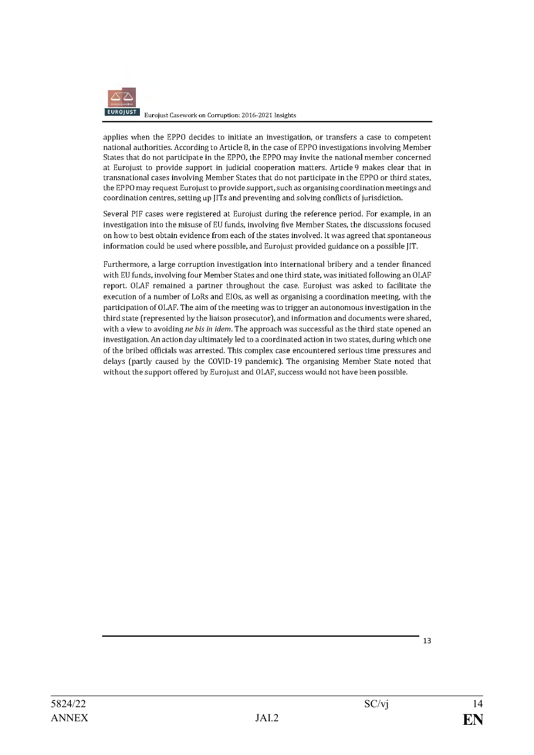applies when the EPPO decides to initiate an investigation, or transfers a case to competent national authorities. According to Article 8, in the case of EPPO investigations involving Member States that do not participate in the EPPO, the EPPO may invite the national member concerned at Eurojust to provide support in judicial cooperation matters. Article 9 makes clear that in transnational cases involving Member States that do not participate in the EPPO or third states, the EPPO may request Eurojust to provide support, such as organising coordination meetings and coordination centres, setting up JITs and preventing and solving conflicts of jurisdiction.

Several PIF cases were registered at Eurojust during the reference period. For example, in an investigation into the misuse of EU funds, involving five Member States, the discussions focused on how to best obtain evidence from each of the states involved. It was agreed that spontaneous information could be used where possible, and Eurojust provided guidance on a possible JIT.

Furthermore, a large corruption investigation into international bribery and a tender financed with EU funds, involving four Member States and one third state, was initiated following an OLAF report. OLAF remained a partner throughout the case. Eurojust was asked to facilitate the execution of a number of LoRs and EIOs, as well as organising a coordination meeting, with the participation of OLAF. The aim of the meeting was to trigger an autonomous investigation in the third state (represented by the liaison prosecutor), and information and documents were shared, with a view to avoiding *ne bis in idem*. The approach was successful as the third state opened an investigation. An action day ultimately led to a coordinated action in two states, during which one of the bribed officials was arrested. This complex case encountered serious time pressures and delays (partly caused by the COVID-19 pandemic). The organising Member State noted that without the support offered by Eurojust and OLAF, success would not have been possible.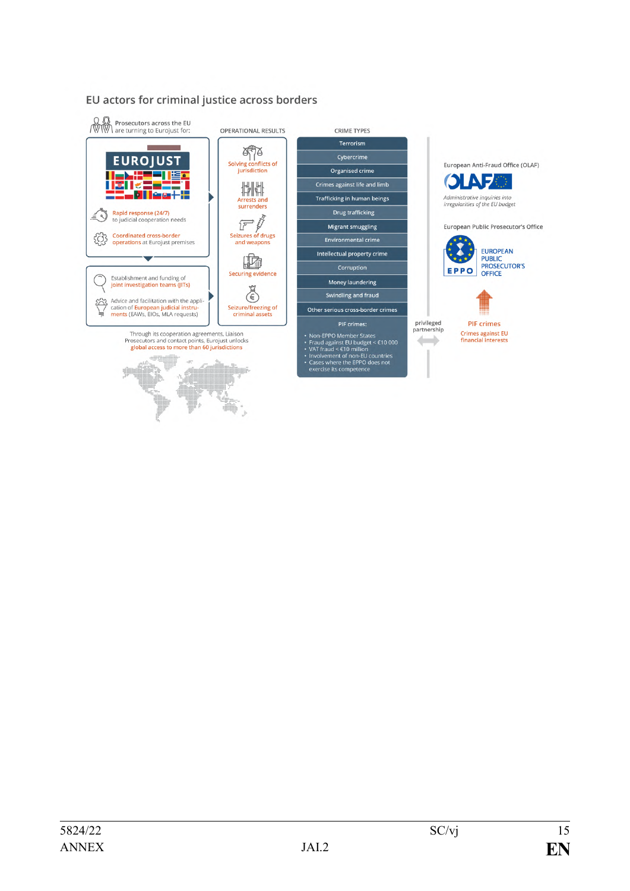## EU actors for criminal justice across borders

Prosecutors across the EU are turning to Eurojust for:

**EUROJUST**

Rapid response (24/7) to judicial cooperation needs

Coordinated cross-border operations at Eurojust premises

Establishment and funding of joint investigation teams (JITs)

Advice and facilitation with the application of European judicial instruments (EAWs, EIOs, MLA requests)

Through its cooperation agreements, Liaison Prosecutors and contact points, Eurojust unlocks global access to more than 60 jurisdictions

**OPERATIONAL RESULTS**

- Solving conflicts of jurisdiction
- Arrests and surrenders
- Seizures of drugs and weapons
- Securing evidence
- Seizure/freezing of criminal assets

**CRIME TYPES**

- Terrorism
- Cybercrime
- Organised crime
- Crimes against life and limb
- Trafficking in human beings
- Drug trafficking
- Migrant smuggling
- Environmental crime
- Intellectual property crime
- Corruption
- Money laundering
- Swindling and fraud
- Other serious cross-border crimes

PIF crimes:

- Non-EPPO Member States
- Fraud against EU budget < €10 000
- VAT fraud < €10 million
- Involvement of non-EU countries
- Cases where the EPPO does not exercise its competence

privileged partnership

European Anti-Fraud Office (OLAF)

*Administrative inquiries into irregularities of the EU budget*

European Public Prosecutor's Office

EPPO – EUROPEAN PUBLIC PROSECUTOR'S OFFICE

PIF crimes

Crimes against EU financial interests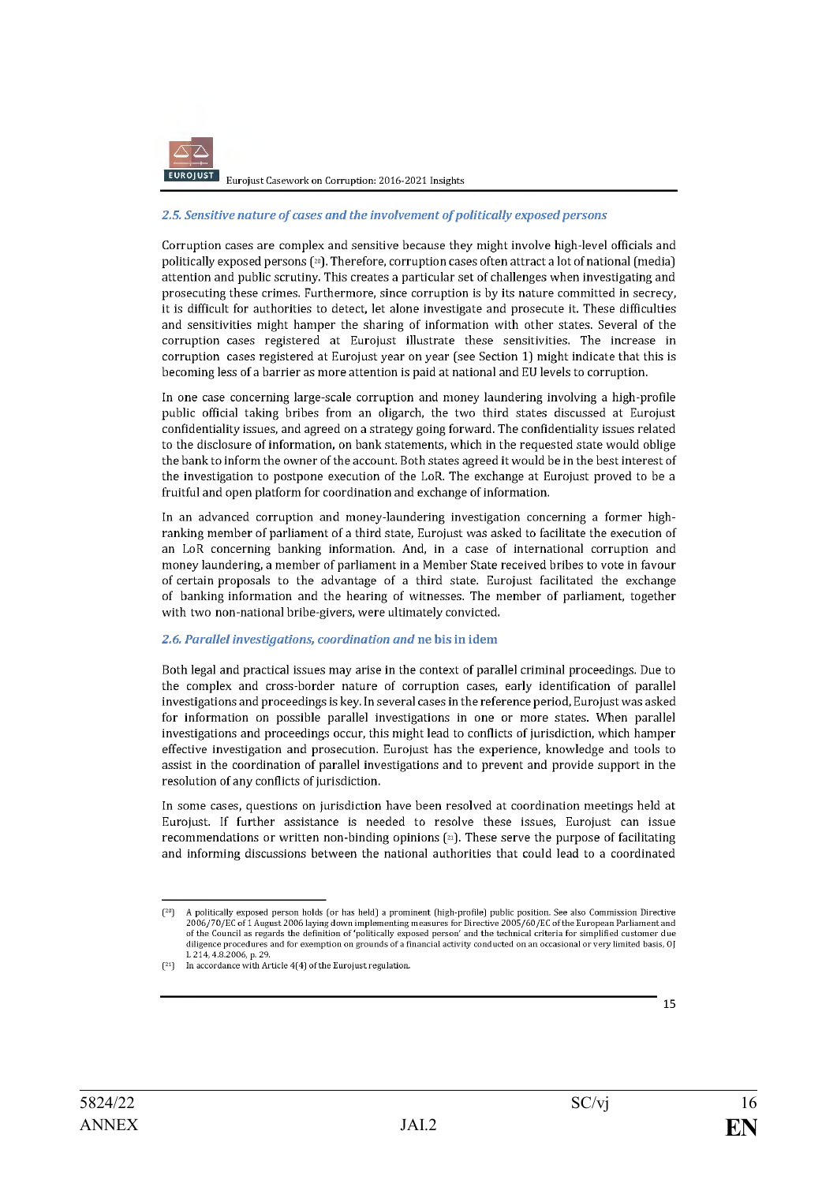### *2.5. Sensitive nature of cases and the involvement of politically exposed persons*

Corruption cases are complex and sensitive because they might involve high-level officials and politically exposed persons [20]. Therefore, corruption cases often attract a lot of national (media) attention and public scrutiny. This creates a particular set of challenges when investigating and prosecuting these crimes. Furthermore, since corruption is by its nature committed in secrecy, it is difficult for authorities to detect, let alone investigate and prosecute it. These difficulties and sensitivities might hamper the sharing of information with other states. Several of the corruption cases registered at Eurojust illustrate these sensitivities. The increase in corruption cases registered at Eurojust year on year (see Section 1) might indicate that this is becoming less of a barrier as more attention is paid at national and EU levels to corruption.

In one case concerning large-scale corruption and money laundering involving a high-profile public official taking bribes from an oligarch, the two third states discussed at Eurojust confidentiality issues, and agreed on a strategy going forward. The confidentiality issues related to the disclosure of information, on bank statements, which in the requested state would oblige the bank to inform the owner of the account. Both states agreed it would be in the best interest of the investigation to postpone execution of the LoR. The exchange at Eurojust proved to be a fruitful and open platform for coordination and exchange of information.

In an advanced corruption and money-laundering investigation concerning a former high-ranking member of parliament of a third state, Eurojust was asked to facilitate the execution of an LoR concerning banking information. And, in a case of international corruption and money laundering, a member of parliament in a Member State received bribes to vote in favour of certain proposals to the advantage of a third state. Eurojust facilitated the exchange of banking information and the hearing of witnesses. The member of parliament, together with two non-national bribe-givers, were ultimately convicted.

### *2.6. Parallel investigations, coordination and* ne bis in idem

Both legal and practical issues may arise in the context of parallel criminal proceedings. Due to the complex and cross-border nature of corruption cases, early identification of parallel investigations and proceedings is key. In several cases in the reference period, Eurojust was asked for information on possible parallel investigations in one or more states. When parallel investigations and proceedings occur, this might lead to conflicts of jurisdiction, which hamper effective investigation and prosecution. Eurojust has the experience, knowledge and tools to assist in the coordination of parallel investigations and to prevent and provide support in the resolution of any conflicts of jurisdiction.

In some cases, questions on jurisdiction have been resolved at coordination meetings held at Eurojust. If further assistance is needed to resolve these issues, Eurojust can issue recommendations or written non-binding opinions [21]. These serve the purpose of facilitating and informing discussions between the national authorities that could lead to a coordinated

---

[20] A politically exposed person holds (or has held) a prominent (high-profile) public position. See also Commission Directive 2006/70/EC of 1 August 2006 laying down implementing measures for Directive 2005/60/EC of the European Parliament and of the Council as regards the definition of 'politically exposed person' and the technical criteria for simplified customer due diligence procedures and for exemption on grounds of a financial activity conducted on an occasional or very limited basis, OJ L 214, 4.8.2006, p. 29.

[21] In accordance with Article 4(4) of the Eurojust regulation.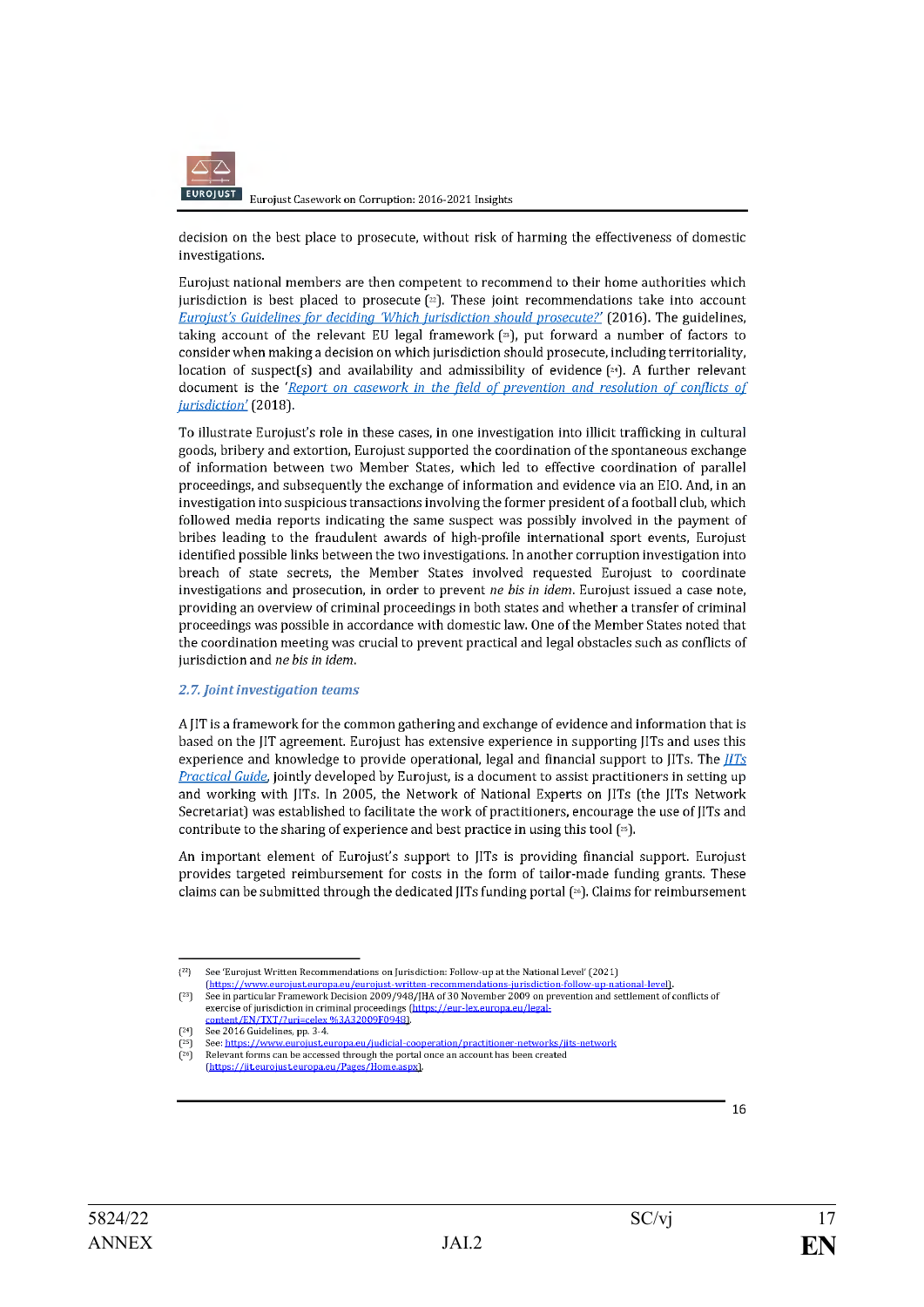decision on the best place to prosecute, without risk of harming the effectiveness of domestic investigations.

Eurojust national members are then competent to recommend to their home authorities which jurisdiction is best placed to prosecute [22]. These joint recommendations take into account *Eurojust's Guidelines for deciding 'Which jurisdiction should prosecute?'* (2016). The guidelines, taking account of the relevant EU legal framework [23], put forward a number of factors to consider when making a decision on which jurisdiction should prosecute, including territoriality, location of suspect(s) and availability and admissibility of evidence [24]. A further relevant document is the '*Report on casework in the field of prevention and resolution of conflicts of jurisdiction*' (2018).

To illustrate Eurojust's role in these cases, in one investigation into illicit trafficking in cultural goods, bribery and extortion, Eurojust supported the coordination of the spontaneous exchange of information between two Member States, which led to effective coordination of parallel proceedings, and subsequently the exchange of information and evidence via an EIO. And, in an investigation into suspicious transactions involving the former president of a football club, which followed media reports indicating the same suspect was possibly involved in the payment of bribes leading to the fraudulent awards of high-profile international sport events, Eurojust identified possible links between the two investigations. In another corruption investigation into breach of state secrets, the Member States involved requested Eurojust to coordinate investigations and prosecution, in order to prevent *ne bis in idem*. Eurojust issued a case note, providing an overview of criminal proceedings in both states and whether a transfer of criminal proceedings was possible in accordance with domestic law. One of the Member States noted that the coordination meeting was crucial to prevent practical and legal obstacles such as conflicts of jurisdiction and *ne bis in idem*.

### 2.7. Joint investigation teams

A JIT is a framework for the common gathering and exchange of evidence and information that is based on the JIT agreement. Eurojust has extensive experience in supporting JITs and uses this experience and knowledge to provide operational, legal and financial support to JITs. The *JITs Practical Guide*, jointly developed by Eurojust, is a document to assist practitioners in setting up and working with JITs. In 2005, the Network of National Experts on JITs (the JITs Network Secretariat) was established to facilitate the work of practitioners, encourage the use of JITs and contribute to the sharing of experience and best practice in using this tool [25].

An important element of Eurojust's support to JITs is providing financial support. Eurojust provides targeted reimbursement for costs in the form of tailor-made funding grants. These claims can be submitted through the dedicated JITs funding portal [26]. Claims for reimbursement

---

[22] See 'Eurojust Written Recommendations on Jurisdiction: Follow-up at the National Level' (2021) (https://www.eurojust.europa.eu/eurojust-written-recommendations-jurisdiction-follow-up-national-level).

[23] See in particular Framework Decision 2009/948/JHA of 30 November 2009 on prevention and settlement of conflicts of exercise of jurisdiction in criminal proceedings (https://eur-lex.europa.eu/legal-content/EN/TXT/?uri=celex %3A32009F0948).

[24] See 2016 Guidelines, pp. 3-4.

[25] See: https://www.eurojust.europa.eu/judicial-cooperation/practitioner-networks/jits-network

[26] Relevant forms can be accessed through the portal once an account has been created (https://jit.eurojust.europa.eu/Pages/Home.aspx).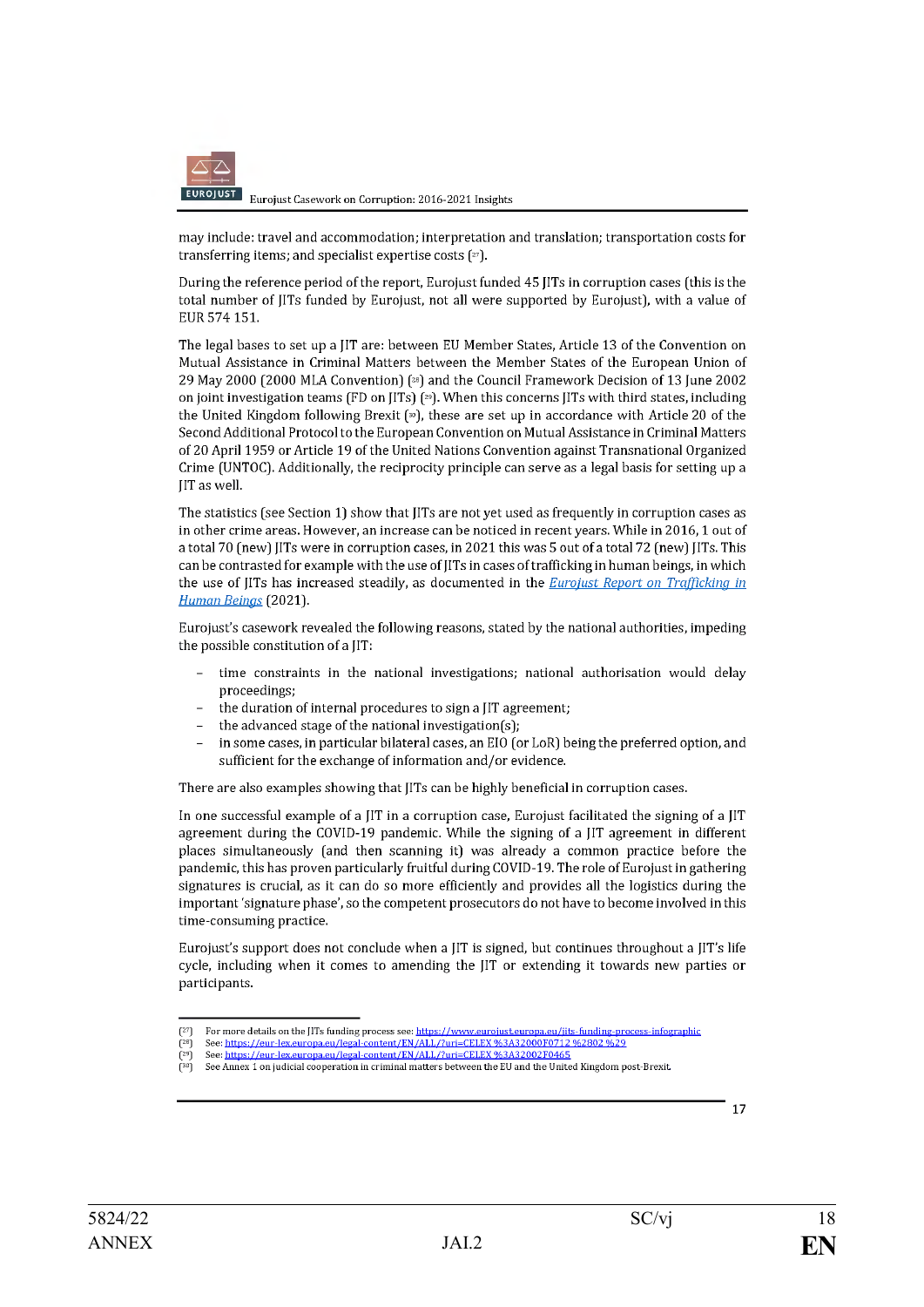may include: travel and accommodation; interpretation and translation; transportation costs for transferring items; and specialist expertise costs [27].

During the reference period of the report, Eurojust funded 45 JITs in corruption cases (this is the total number of JITs funded by Eurojust, not all were supported by Eurojust), with a value of EUR 574 151.

The legal bases to set up a JIT are: between EU Member States, Article 13 of the Convention on Mutual Assistance in Criminal Matters between the Member States of the European Union of 29 May 2000 (2000 MLA Convention) [28] and the Council Framework Decision of 13 June 2002 on joint investigation teams (FD on JITs) [29]. When this concerns JITs with third states, including the United Kingdom following Brexit [30], these are set up in accordance with Article 20 of the Second Additional Protocol to the European Convention on Mutual Assistance in Criminal Matters of 20 April 1959 or Article 19 of the United Nations Convention against Transnational Organized Crime (UNTOC). Additionally, the reciprocity principle can serve as a legal basis for setting up a JIT as well.

The statistics (see Section 1) show that JITs are not yet used as frequently in corruption cases as in other crime areas. However, an increase can be noticed in recent years. While in 2016, 1 out of a total 70 (new) JITs were in corruption cases, in 2021 this was 5 out of a total 72 (new) JITs. This can be contrasted for example with the use of JITs in cases of trafficking in human beings, in which the use of JITs has increased steadily, as documented in the *Eurojust Report on Trafficking in Human Beings* (2021).

Eurojust's casework revealed the following reasons, stated by the national authorities, impeding the possible constitution of a JIT:

- time constraints in the national investigations; national authorisation would delay proceedings;
- the duration of internal procedures to sign a JIT agreement;
- the advanced stage of the national investigation(s);
- in some cases, in particular bilateral cases, an EIO (or LoR) being the preferred option, and sufficient for the exchange of information and/or evidence.

There are also examples showing that JITs can be highly beneficial in corruption cases.

In one successful example of a JIT in a corruption case, Eurojust facilitated the signing of a JIT agreement during the COVID-19 pandemic. While the signing of a JIT agreement in different places simultaneously (and then scanning it) was already a common practice before the pandemic, this has proven particularly fruitful during COVID-19. The role of Eurojust in gathering signatures is crucial, as it can do so more efficiently and provides all the logistics during the important 'signature phase', so the competent prosecutors do not have to become involved in this time-consuming practice.

Eurojust's support does not conclude when a JIT is signed, but continues throughout a JIT's life cycle, including when it comes to amending the JIT or extending it towards new parties or participants.

---

[27] For more details on the JITs funding process see: https://www.eurojust.europa.eu/jits-funding-process-infographic

[28] See: https://eur-lex.europa.eu/legal-content/EN/ALL/?uri=CELEX %3A32000F0712 %2802 %29

[29] See: https://eur-lex.europa.eu/legal-content/EN/ALL/?uri=CELEX %3A32002F0465

[30] See Annex 1 on judicial cooperation in criminal matters between the EU and the United Kingdom post-Brexit.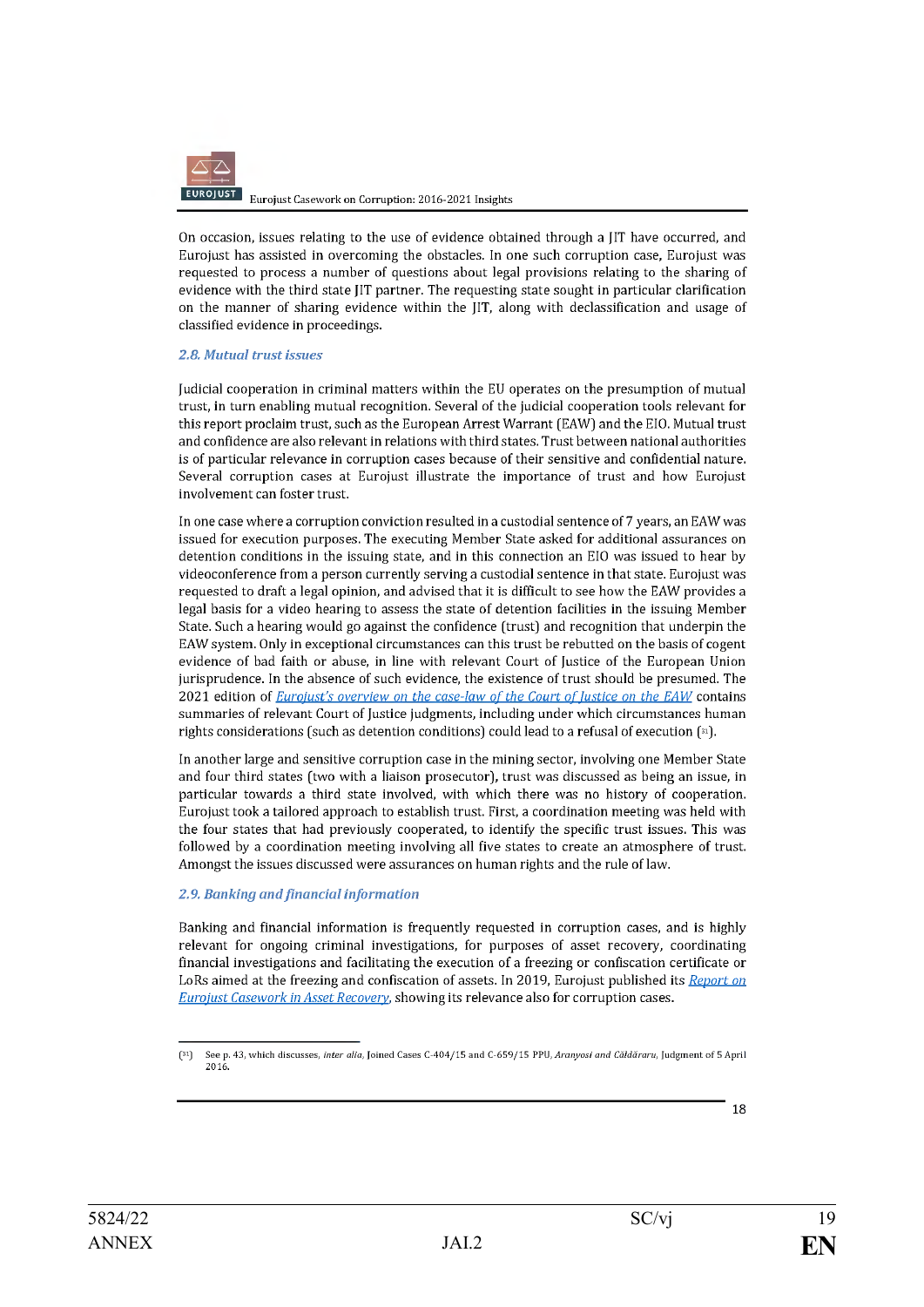On occasion, issues relating to the use of evidence obtained through a JIT have occurred, and Eurojust has assisted in overcoming the obstacles. In one such corruption case, Eurojust was requested to process a number of questions about legal provisions relating to the sharing of evidence with the third state JIT partner. The requesting state sought in particular clarification on the manner of sharing evidence within the JIT, along with declassification and usage of classified evidence in proceedings.

### *2.8. Mutual trust issues*

Judicial cooperation in criminal matters within the EU operates on the presumption of mutual trust, in turn enabling mutual recognition. Several of the judicial cooperation tools relevant for this report proclaim trust, such as the European Arrest Warrant (EAW) and the EIO. Mutual trust and confidence are also relevant in relations with third states. Trust between national authorities is of particular relevance in corruption cases because of their sensitive and confidential nature. Several corruption cases at Eurojust illustrate the importance of trust and how Eurojust involvement can foster trust.

In one case where a corruption conviction resulted in a custodial sentence of 7 years, an EAW was issued for execution purposes. The executing Member State asked for additional assurances on detention conditions in the issuing state, and in this connection an EIO was issued to hear by videoconference from a person currently serving a custodial sentence in that state. Eurojust was requested to draft a legal opinion, and advised that it is difficult to see how the EAW provides a legal basis for a video hearing to assess the state of detention facilities in the issuing Member State. Such a hearing would go against the confidence (trust) and recognition that underpin the EAW system. Only in exceptional circumstances can this trust be rebutted on the basis of cogent evidence of bad faith or abuse, in line with relevant Court of Justice of the European Union jurisprudence. In the absence of such evidence, the existence of trust should be presumed. The 2021 edition of [Eurojust's overview on the case-law of the Court of Justice on the EAW]() contains summaries of relevant Court of Justice judgments, including under which circumstances human rights considerations (such as detention conditions) could lead to a refusal of execution [31].

In another large and sensitive corruption case in the mining sector, involving one Member State and four third states (two with a liaison prosecutor), trust was discussed as being an issue, in particular towards a third state involved, with which there was no history of cooperation. Eurojust took a tailored approach to establish trust. First, a coordination meeting was held with the four states that had previously cooperated, to identify the specific trust issues. This was followed by a coordination meeting involving all five states to create an atmosphere of trust. Amongst the issues discussed were assurances on human rights and the rule of law.

### *2.9. Banking and financial information*

Banking and financial information is frequently requested in corruption cases, and is highly relevant for ongoing criminal investigations, for purposes of asset recovery, coordinating financial investigations and facilitating the execution of a freezing or confiscation certificate or LoRs aimed at the freezing and confiscation of assets. In 2019, Eurojust published its [Report on Eurojust Casework in Asset Recovery](), showing its relevance also for corruption cases.

---

[31] See p. 43, which discusses, *inter alia*, Joined Cases C-404/15 and C-659/15 PPU, *Aranyosi and Căldăraru*, Judgment of 5 April 2016.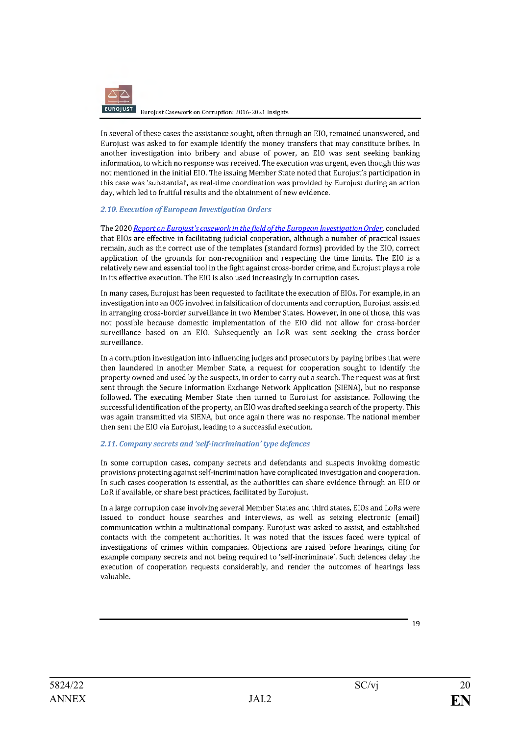In several of these cases the assistance sought, often through an EIO, remained unanswered, and Eurojust was asked to for example identify the money transfers that may constitute bribes. In another investigation into bribery and abuse of power, an EIO was sent seeking banking information, to which no response was received. The execution was urgent, even though this was not mentioned in the initial EIO. The issuing Member State noted that Eurojust's participation in this case was 'substantial', as real-time coordination was provided by Eurojust during an action day, which led to fruitful results and the obtainment of new evidence.

### *2.10. Execution of European Investigation Orders*

The 2020 *Report on Eurojust's casework in the field of the European Investigation Order*, concluded that EIOs are effective in facilitating judicial cooperation, although a number of practical issues remain, such as the correct use of the templates (standard forms) provided by the EIO, correct application of the grounds for non-recognition and respecting the time limits. The EIO is a relatively new and essential tool in the fight against cross-border crime, and Eurojust plays a role in its effective execution. The EIO is also used increasingly in corruption cases.

In many cases, Eurojust has been requested to facilitate the execution of EIOs. For example, in an investigation into an OCG involved in falsification of documents and corruption, Eurojust assisted in arranging cross-border surveillance in two Member States. However, in one of those, this was not possible because domestic implementation of the EIO did not allow for cross-border surveillance based on an EIO. Subsequently an LoR was sent seeking the cross-border surveillance.

In a corruption investigation into influencing judges and prosecutors by paying bribes that were then laundered in another Member State, a request for cooperation sought to identify the property owned and used by the suspects, in order to carry out a search. The request was at first sent through the Secure Information Exchange Network Application (SIENA), but no response followed. The executing Member State then turned to Eurojust for assistance. Following the successful identification of the property, an EIO was drafted seeking a search of the property. This was again transmitted via SIENA, but once again there was no response. The national member then sent the EIO via Eurojust, leading to a successful execution.

### *2.11. Company secrets and 'self-incrimination' type defences*

In some corruption cases, company secrets and defendants and suspects invoking domestic provisions protecting against self-incrimination have complicated investigation and cooperation. In such cases cooperation is essential, as the authorities can share evidence through an EIO or LoR if available, or share best practices, facilitated by Eurojust.

In a large corruption case involving several Member States and third states, EIOs and LoRs were issued to conduct house searches and interviews, as well as seizing electronic (email) communication within a multinational company. Eurojust was asked to assist, and established contacts with the competent authorities. It was noted that the issues faced were typical of investigations of crimes within companies. Objections are raised before hearings, citing for example company secrets and not being required to 'self-incriminate'. Such defences delay the execution of cooperation requests considerably, and render the outcomes of hearings less valuable.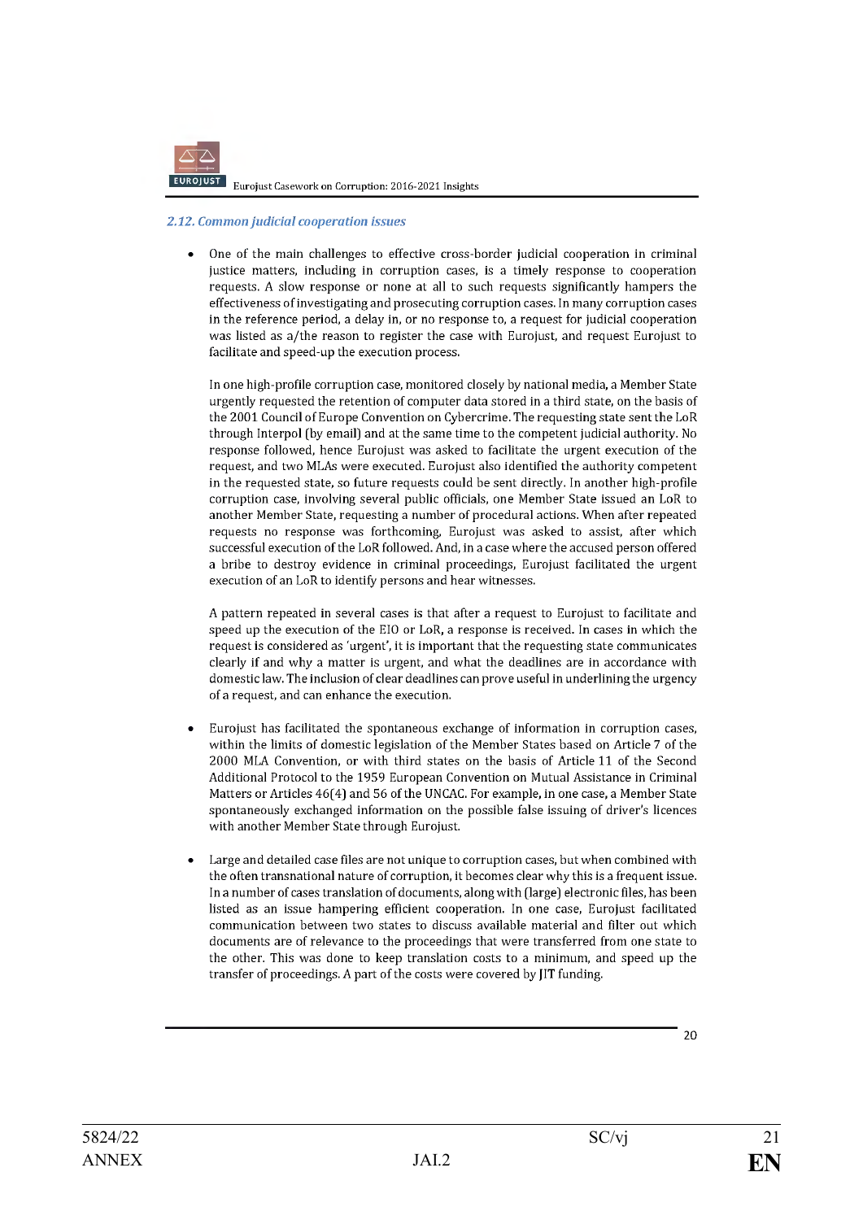### *2.12. Common judicial cooperation issues*

- One of the main challenges to effective cross-border judicial cooperation in criminal justice matters, including in corruption cases, is a timely response to cooperation requests. A slow response or none at all to such requests significantly hampers the effectiveness of investigating and prosecuting corruption cases. In many corruption cases in the reference period, a delay in, or no response to, a request for judicial cooperation was listed as a/the reason to register the case with Eurojust, and request Eurojust to facilitate and speed-up the execution process.

  In one high-profile corruption case, monitored closely by national media, a Member State urgently requested the retention of computer data stored in a third state, on the basis of the 2001 Council of Europe Convention on Cybercrime. The requesting state sent the LoR through Interpol (by email) and at the same time to the competent judicial authority. No response followed, hence Eurojust was asked to facilitate the urgent execution of the request, and two MLAs were executed. Eurojust also identified the authority competent in the requested state, so future requests could be sent directly. In another high-profile corruption case, involving several public officials, one Member State issued an LoR to another Member State, requesting a number of procedural actions. When after repeated requests no response was forthcoming, Eurojust was asked to assist, after which successful execution of the LoR followed. And, in a case where the accused person offered a bribe to destroy evidence in criminal proceedings, Eurojust facilitated the urgent execution of an LoR to identify persons and hear witnesses.

  A pattern repeated in several cases is that after a request to Eurojust to facilitate and speed up the execution of the EIO or LoR, a response is received. In cases in which the request is considered as 'urgent', it is important that the requesting state communicates clearly if and why a matter is urgent, and what the deadlines are in accordance with domestic law. The inclusion of clear deadlines can prove useful in underlining the urgency of a request, and can enhance the execution.

- Eurojust has facilitated the spontaneous exchange of information in corruption cases, within the limits of domestic legislation of the Member States based on Article 7 of the 2000 MLA Convention, or with third states on the basis of Article 11 of the Second Additional Protocol to the 1959 European Convention on Mutual Assistance in Criminal Matters or Articles 46(4) and 56 of the UNCAC. For example, in one case, a Member State spontaneously exchanged information on the possible false issuing of driver's licences with another Member State through Eurojust.

- Large and detailed case files are not unique to corruption cases, but when combined with the often transnational nature of corruption, it becomes clear why this is a frequent issue. In a number of cases translation of documents, along with (large) electronic files, has been listed as an issue hampering efficient cooperation. In one case, Eurojust facilitated communication between two states to discuss available material and filter out which documents are of relevance to the proceedings that were transferred from one state to the other. This was done to keep translation costs to a minimum, and speed up the transfer of proceedings. A part of the costs were covered by JIT funding.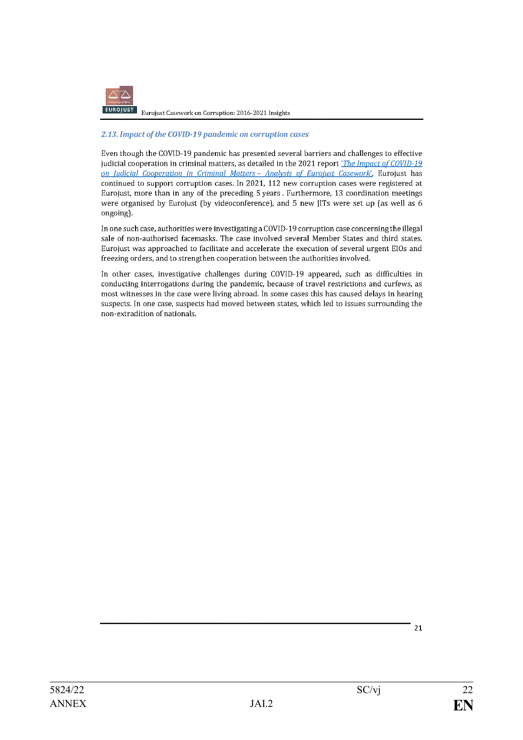### *2.13. Impact of the COVID-19 pandemic on corruption cases*

Even though the COVID-19 pandemic has presented several barriers and challenges to effective judicial cooperation in criminal matters, as detailed in the 2021 report *'The Impact of COVID-19 on Judicial Cooperation in Criminal Matters – Analysis of Eurojust Casework'*, Eurojust has continued to support corruption cases. In 2021, 112 new corruption cases were registered at Eurojust, more than in any of the preceding 5 years . Furthermore, 13 coordination meetings were organised by Eurojust (by videoconference), and 5 new JITs were set up (as well as 6 ongoing).

In one such case, authorities were investigating a COVID-19 corruption case concerning the illegal sale of non-authorised facemasks. The case involved several Member States and third states. Eurojust was approached to facilitate and accelerate the execution of several urgent EIOs and freezing orders, and to strengthen cooperation between the authorities involved.

In other cases, investigative challenges during COVID-19 appeared, such as difficulties in conducting interrogations during the pandemic, because of travel restrictions and curfews, as most witnesses in the case were living abroad. In some cases this has caused delays in hearing suspects. In one case, suspects had moved between states, which led to issues surrounding the non-extradition of nationals.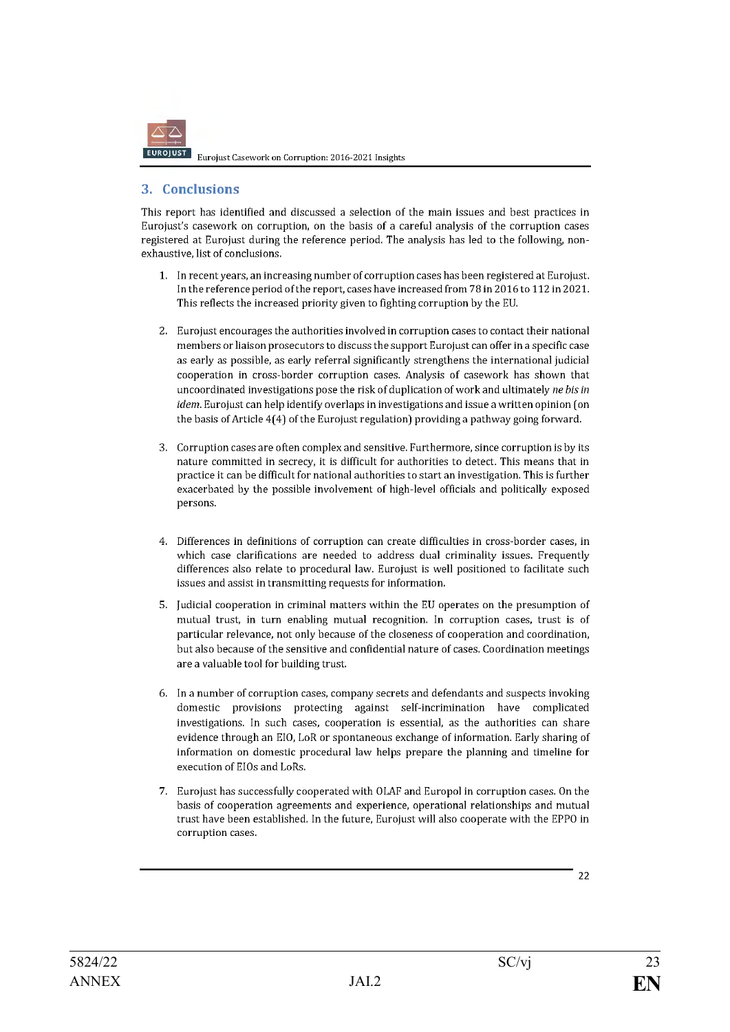## 3. Conclusions

This report has identified and discussed a selection of the main issues and best practices in Eurojust's casework on corruption, on the basis of a careful analysis of the corruption cases registered at Eurojust during the reference period. The analysis has led to the following, non-exhaustive, list of conclusions.

1. In recent years, an increasing number of corruption cases has been registered at Eurojust. In the reference period of the report, cases have increased from 78 in 2016 to 112 in 2021. This reflects the increased priority given to fighting corruption by the EU.

2. Eurojust encourages the authorities involved in corruption cases to contact their national members or liaison prosecutors to discuss the support Eurojust can offer in a specific case as early as possible, as early referral significantly strengthens the international judicial cooperation in cross-border corruption cases. Analysis of casework has shown that uncoordinated investigations pose the risk of duplication of work and ultimately *ne bis in idem*. Eurojust can help identify overlaps in investigations and issue a written opinion (on the basis of Article 4(4) of the Eurojust regulation) providing a pathway going forward.

3. Corruption cases are often complex and sensitive. Furthermore, since corruption is by its nature committed in secrecy, it is difficult for authorities to detect. This means that in practice it can be difficult for national authorities to start an investigation. This is further exacerbated by the possible involvement of high-level officials and politically exposed persons.

4. Differences in definitions of corruption can create difficulties in cross-border cases, in which case clarifications are needed to address dual criminality issues. Frequently differences also relate to procedural law. Eurojust is well positioned to facilitate such issues and assist in transmitting requests for information.

5. Judicial cooperation in criminal matters within the EU operates on the presumption of mutual trust, in turn enabling mutual recognition. In corruption cases, trust is of particular relevance, not only because of the closeness of cooperation and coordination, but also because of the sensitive and confidential nature of cases. Coordination meetings are a valuable tool for building trust.

6. In a number of corruption cases, company secrets and defendants and suspects invoking domestic provisions protecting against self-incrimination have complicated investigations. In such cases, cooperation is essential, as the authorities can share evidence through an EIO, LoR or spontaneous exchange of information. Early sharing of information on domestic procedural law helps prepare the planning and timeline for execution of EIOs and LoRs.

7. Eurojust has successfully cooperated with OLAF and Europol in corruption cases. On the basis of cooperation agreements and experience, operational relationships and mutual trust have been established. In the future, Eurojust will also cooperate with the EPPO in corruption cases.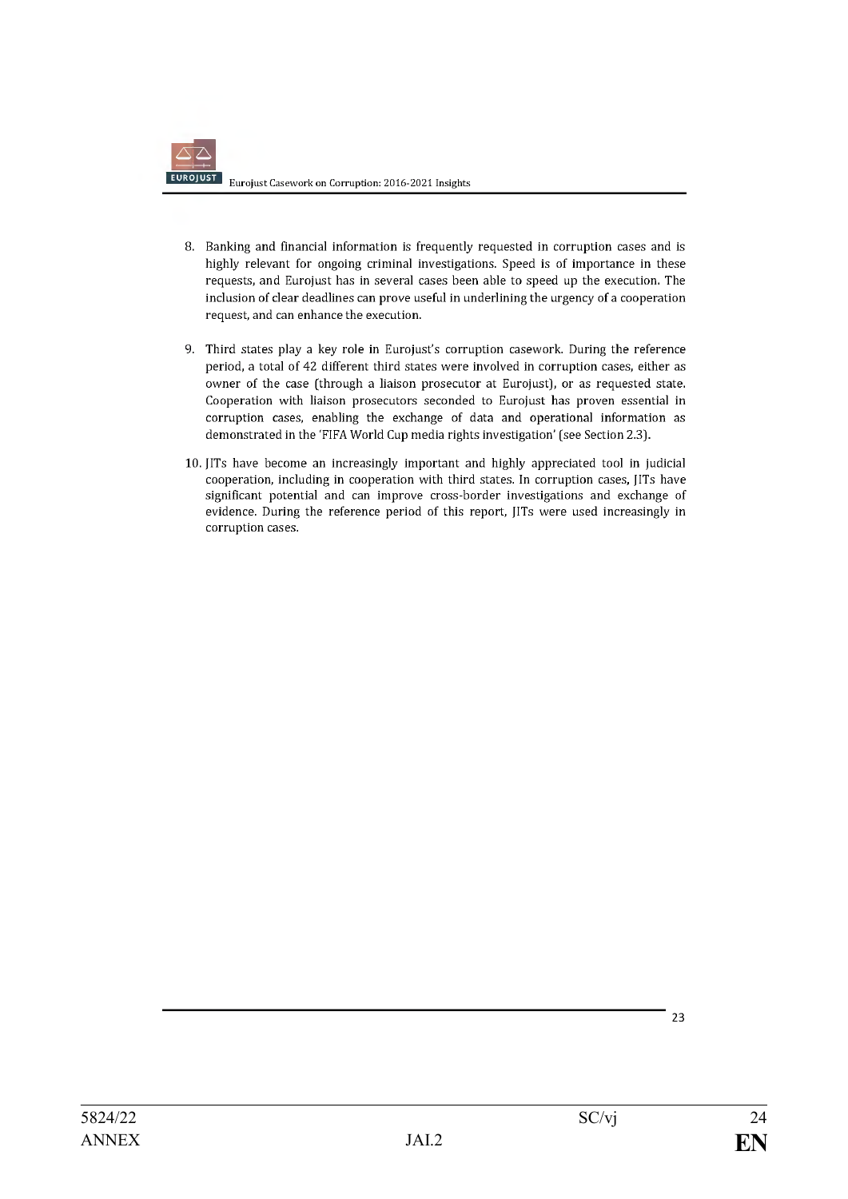8. Banking and financial information is frequently requested in corruption cases and is highly relevant for ongoing criminal investigations. Speed is of importance in these requests, and Eurojust has in several cases been able to speed up the execution. The inclusion of clear deadlines can prove useful in underlining the urgency of a cooperation request, and can enhance the execution.

9. Third states play a key role in Eurojust's corruption casework. During the reference period, a total of 42 different third states were involved in corruption cases, either as owner of the case (through a liaison prosecutor at Eurojust), or as requested state. Cooperation with liaison prosecutors seconded to Eurojust has proven essential in corruption cases, enabling the exchange of data and operational information as demonstrated in the 'FIFA World Cup media rights investigation' (see Section 2.3).

10. JITs have become an increasingly important and highly appreciated tool in judicial cooperation, including in cooperation with third states. In corruption cases, JITs have significant potential and can improve cross-border investigations and exchange of evidence. During the reference period of this report, JITs were used increasingly in corruption cases.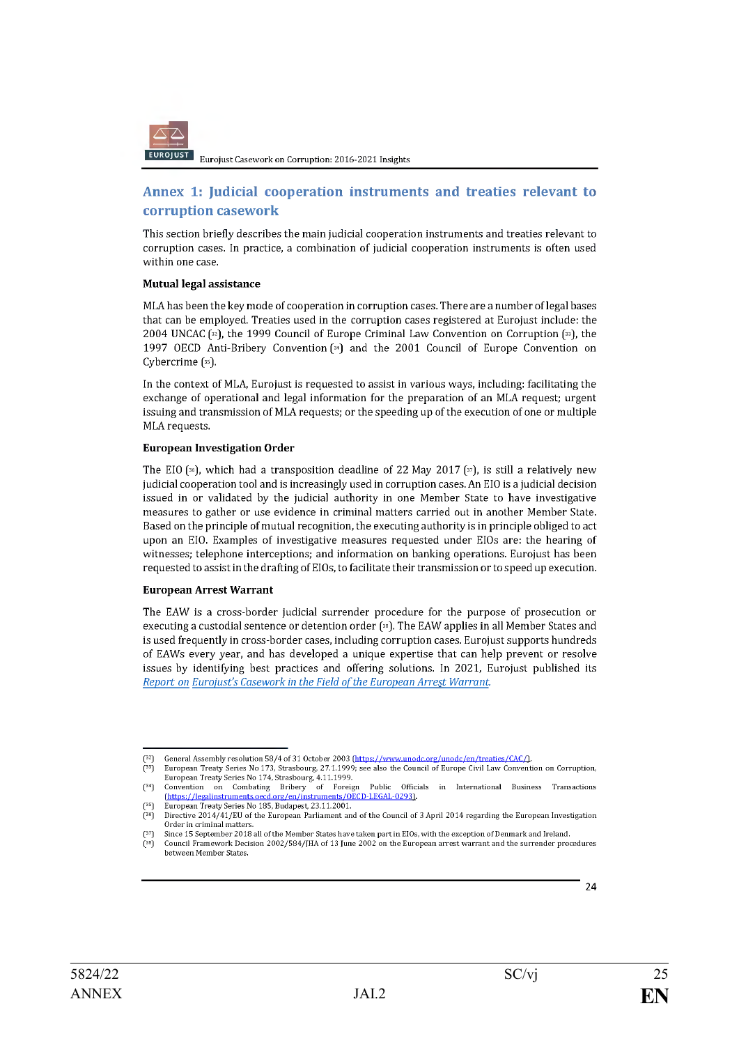## Annex 1: Judicial cooperation instruments and treaties relevant to corruption casework

This section briefly describes the main judicial cooperation instruments and treaties relevant to corruption cases. In practice, a combination of judicial cooperation instruments is often used within one case.

**Mutual legal assistance**

MLA has been the key mode of cooperation in corruption cases. There are a number of legal bases that can be employed. Treaties used in the corruption cases registered at Eurojust include: the 2004 UNCAC [32], the 1999 Council of Europe Criminal Law Convention on Corruption [33], the 1997 OECD Anti-Bribery Convention [34] and the 2001 Council of Europe Convention on Cybercrime [35].

In the context of MLA, Eurojust is requested to assist in various ways, including: facilitating the exchange of operational and legal information for the preparation of an MLA request; urgent issuing and transmission of MLA requests; or the speeding up of the execution of one or multiple MLA requests.

**European Investigation Order**

The EIO [36], which had a transposition deadline of 22 May 2017 [37], is still a relatively new judicial cooperation tool and is increasingly used in corruption cases. An EIO is a judicial decision issued in or validated by the judicial authority in one Member State to have investigative measures to gather or use evidence in criminal matters carried out in another Member State. Based on the principle of mutual recognition, the executing authority is in principle obliged to act upon an EIO. Examples of investigative measures requested under EIOs are: the hearing of witnesses; telephone interceptions; and information on banking operations. Eurojust has been requested to assist in the drafting of EIOs, to facilitate their transmission or to speed up execution.

**European Arrest Warrant**

The EAW is a cross-border judicial surrender procedure for the purpose of prosecution or executing a custodial sentence or detention order [38]. The EAW applies in all Member States and is used frequently in cross-border cases, including corruption cases. Eurojust supports hundreds of EAWs every year, and has developed a unique expertise that can help prevent or resolve issues by identifying best practices and offering solutions. In 2021, Eurojust published its *Report on Eurojust's Casework in the Field of the European Arrest Warrant*.

---

[32] General Assembly resolution 58/4 of 31 October 2003 (https://www.unodc.org/unodc/en/treaties/CAC/).

[33] European Treaty Series No 173, Strasbourg, 27.1.1999; see also the Council of Europe Civil Law Convention on Corruption, European Treaty Series No 174, Strasbourg, 4.11.1999.

[34] Convention on Combating Bribery of Foreign Public Officials in International Business Transactions (https://legalinstruments.oecd.org/en/instruments/OECD-LEGAL-0293).

[35] European Treaty Series No 185, Budapest, 23.11.2001.

[36] Directive 2014/41/EU of the European Parliament and of the Council of 3 April 2014 regarding the European Investigation Order in criminal matters.

[37] Since 15 September 2018 all of the Member States have taken part in EIOs, with the exception of Denmark and Ireland.

[38] Council Framework Decision 2002/584/JHA of 13 June 2002 on the European arrest warrant and the surrender procedures between Member States.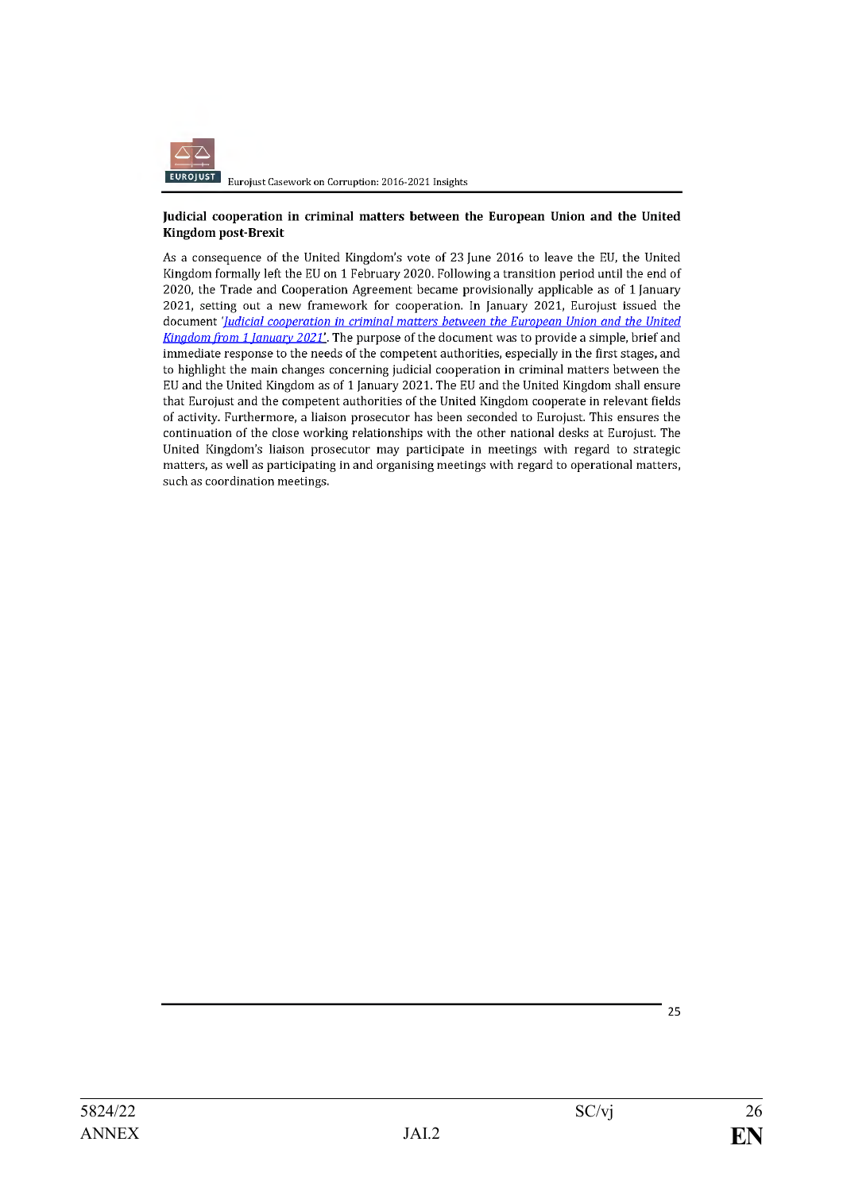## Judicial cooperation in criminal matters between the European Union and the United Kingdom post-Brexit

As a consequence of the United Kingdom's vote of 23 June 2016 to leave the EU, the United Kingdom formally left the EU on 1 February 2020. Following a transition period until the end of 2020, the Trade and Cooperation Agreement became provisionally applicable as of 1 January 2021, setting out a new framework for cooperation. In January 2021, Eurojust issued the document *'Judicial cooperation in criminal matters between the European Union and the United Kingdom from 1 January 2021'*. The purpose of the document was to provide a simple, brief and immediate response to the needs of the competent authorities, especially in the first stages, and to highlight the main changes concerning judicial cooperation in criminal matters between the EU and the United Kingdom as of 1 January 2021. The EU and the United Kingdom shall ensure that Eurojust and the competent authorities of the United Kingdom cooperate in relevant fields of activity. Furthermore, a liaison prosecutor has been seconded to Eurojust. This ensures the continuation of the close working relationships with the other national desks at Eurojust. The United Kingdom's liaison prosecutor may participate in meetings with regard to strategic matters, as well as participating in and organising meetings with regard to operational matters, such as coordination meetings.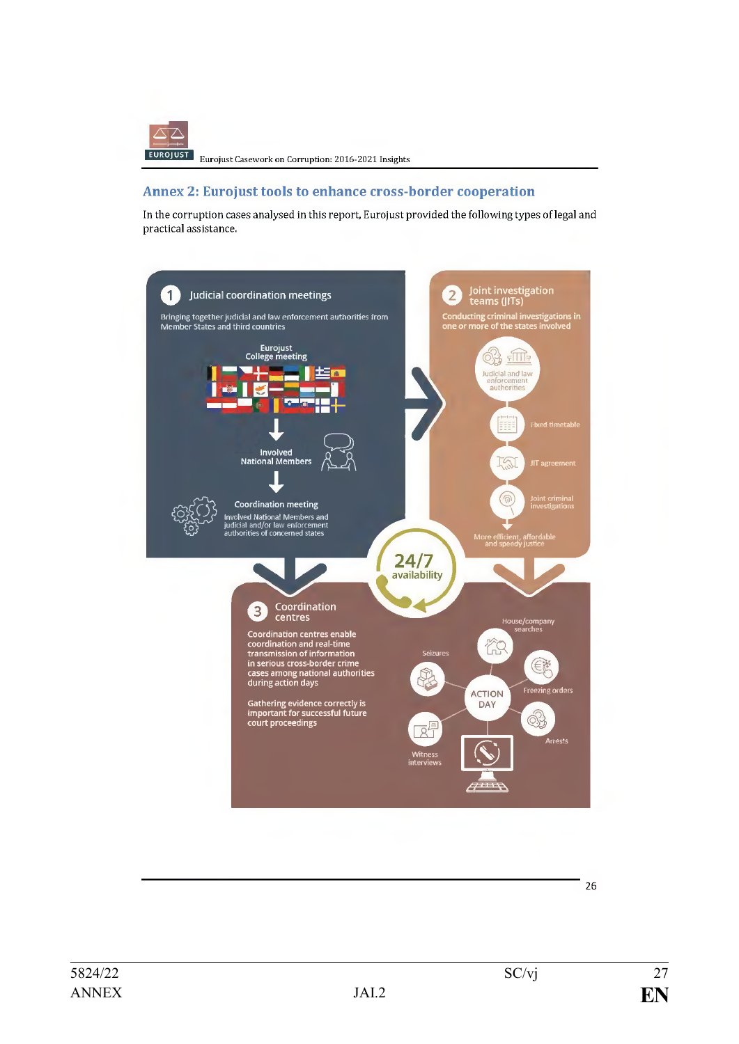## Annex 2: Eurojust tools to enhance cross-border cooperation

In the corruption cases analysed in this report, Eurojust provided the following types of legal and practical assistance.

**1 Judicial coordination meetings**

Bringing together judicial and law enforcement authorities from Member States and third countries

Eurojust College meeting

Involved National Members

Coordination meeting

Involved National Members and judicial and/or law enforcement authorities of concerned states

**2 Joint investigation teams (JITs)**

Conducting criminal investigations in one or more of the states involved

Judicial and law enforcement authorities

Fixed timetable

JIT agreement

Joint criminal investigations

More efficient, affordable and speedy justice

**24/7 availability**

**3 Coordination centres**

Coordination centres enable coordination and real-time transmission of information in serious cross-border crime cases among national authorities during action days

Gathering evidence correctly is important for successful future court proceedings

ACTION DAY

House/company searches

Seizures

Freezing orders

Arrests

Witness interviews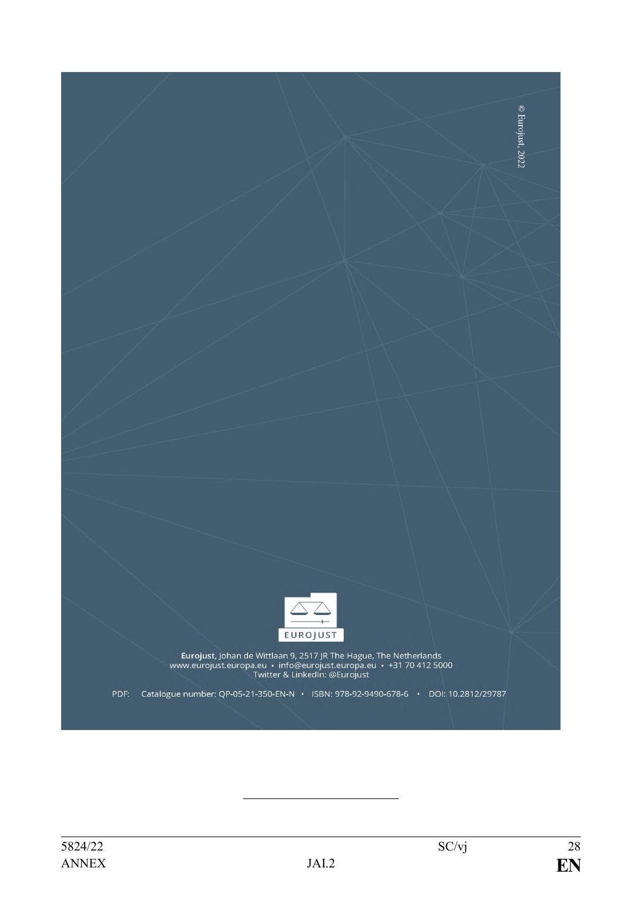© Eurojust, 2022

EUROJUST

**Eurojust**, Johan de Wittlaan 9, 2517 JR The Hague, The Netherlands
www.eurojust.europa.eu • info@eurojust.europa.eu • +31 70 412 5000
Twitter & LinkedIn: @Eurojust

PDF: Catalogue number: QP-05-21-350-EN-N • ISBN: 978-92-9490-678-6 • DOI: 10.2812/29787